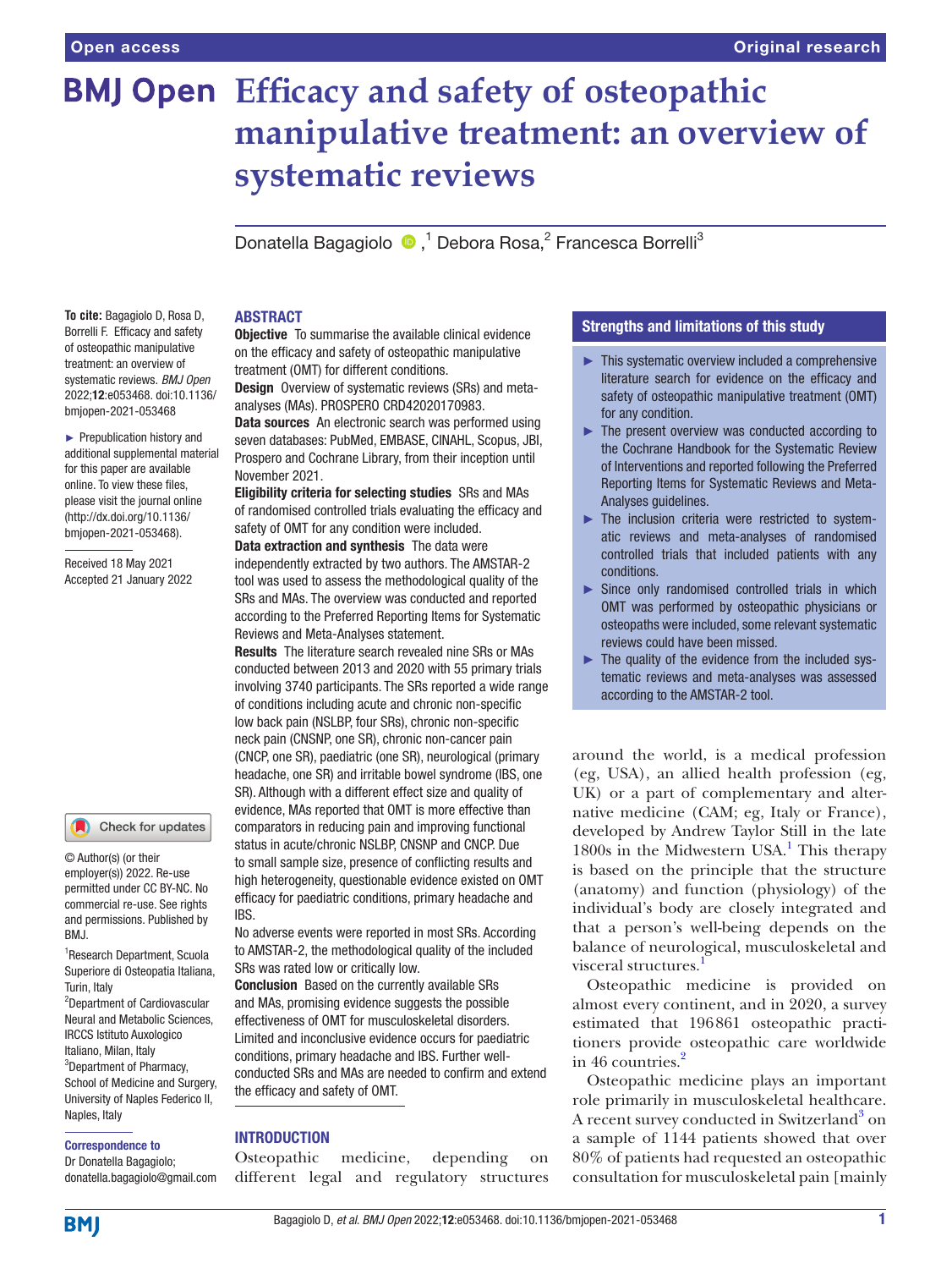Open access

Original research

# Efficacy and safety of osteopathic manipulative treatment: an overview of systematic reviews

Donatella Bagagiolo [1], Debora Rosa [2], Francesca Borrelli [3]

**To cite:** Bagagiolo D, Rosa D, Borrelli F. Efficacy and safety of osteopathic manipulative treatment: an overview of systematic reviews. *BMJ Open* 2022;**12**:e053468. doi:10.1136/bmjopen-2021-053468

► Prepublication history and additional supplemental material for this paper are available online. To view these files, please visit the journal online (http://dx.doi.org/10.1136/bmjopen-2021-053468).

Received 18 May 2021
Accepted 21 January 2022

© Author(s) (or their employer(s)) 2022. Re-use permitted under CC BY-NC. No commercial re-use. See rights and permissions. Published by BMJ.

[1] Research Department, Scuola Superiore di Osteopatia Italiana, Turin, Italy
[2] Department of Cardiovascular Neural and Metabolic Sciences, IRCCS Istituto Auxologico Italiano, Milan, Italy
[3] Department of Pharmacy, School of Medicine and Surgery, University of Naples Federico II, Naples, Italy

**Correspondence to**
Dr Donatella Bagagiolo; donatella.bagagiolo@gmail.com

## ABSTRACT

**Objective** To summarise the available clinical evidence on the efficacy and safety of osteopathic manipulative treatment (OMT) for different conditions.

**Design** Overview of systematic reviews (SRs) and meta-analyses (MAs). PROSPERO CRD42020170983.

**Data sources** An electronic search was performed using seven databases: PubMed, EMBASE, CINAHL, Scopus, JBI, Prospero and Cochrane Library, from their inception until November 2021.

**Eligibility criteria for selecting studies** SRs and MAs of randomised controlled trials evaluating the efficacy and safety of OMT for any condition were included.

**Data extraction and synthesis** The data were independently extracted by two authors. The AMSTAR-2 tool was used to assess the methodological quality of the SRs and MAs. The overview was conducted and reported according to the Preferred Reporting Items for Systematic Reviews and Meta-Analyses statement.

**Results** The literature search revealed nine SRs or MAs conducted between 2013 and 2020 with 55 primary trials involving 3740 participants. The SRs reported a wide range of conditions including acute and chronic non-specific low back pain (NSLBP, four SRs), chronic non-specific neck pain (CNSNP, one SR), chronic non-cancer pain (CNCP, one SR), paediatric (one SR), neurological (primary headache, one SR) and irritable bowel syndrome (IBS, one SR). Although with a different effect size and quality of evidence, MAs reported that OMT is more effective than comparators in reducing pain and improving functional status in acute/chronic NSLBP, CNSNP and CNCP. Due to small sample size, presence of conflicting results and high heterogeneity, questionable evidence existed on OMT efficacy for paediatric conditions, primary headache and IBS.

No adverse events were reported in most SRs. According to AMSTAR-2, the methodological quality of the included SRs was rated low or critically low.

**Conclusion** Based on the currently available SRs and MAs, promising evidence suggests the possible effectiveness of OMT for musculoskeletal disorders. Limited and inconclusive evidence occurs for paediatric conditions, primary headache and IBS. Further well-conducted SRs and MAs are needed to confirm and extend the efficacy and safety of OMT.

### Strengths and limitations of this study

- ► This systematic overview included a comprehensive literature search for evidence on the efficacy and safety of osteopathic manipulative treatment (OMT) for any condition.
- ► The present overview was conducted according to the Cochrane Handbook for the Systematic Review of Interventions and reported following the Preferred Reporting Items for Systematic Reviews and Meta-Analyses guidelines.
- ► The inclusion criteria were restricted to systematic reviews and meta-analyses of randomised controlled trials that included patients with any conditions.
- ► Since only randomised controlled trials in which OMT was performed by osteopathic physicians or osteopaths were included, some relevant systematic reviews could have been missed.
- ► The quality of the evidence from the included systematic reviews and meta-analyses was assessed according to the AMSTAR-2 tool.

## INTRODUCTION

Osteopathic medicine, depending on different legal and regulatory structures around the world, is a medical profession (eg, USA), an allied health profession (eg, UK) or a part of complementary and alternative medicine (CAM; eg, Italy or France), developed by Andrew Taylor Still in the late 1800s in the Midwestern USA.[1] This therapy is based on the principle that the structure (anatomy) and function (physiology) of the individual's body are closely integrated and that a person's well-being depends on the balance of neurological, musculoskeletal and visceral structures.[1]

Osteopathic medicine is provided on almost every continent, and in 2020, a survey estimated that 196861 osteopathic practitioners provide osteopathic care worldwide in 46 countries.[2]

Osteopathic medicine plays an important role primarily in musculoskeletal healthcare. A recent survey conducted in Switzerland[3] on a sample of 1144 patients showed that over 80% of patients had requested an osteopathic consultation for musculoskeletal pain [mainly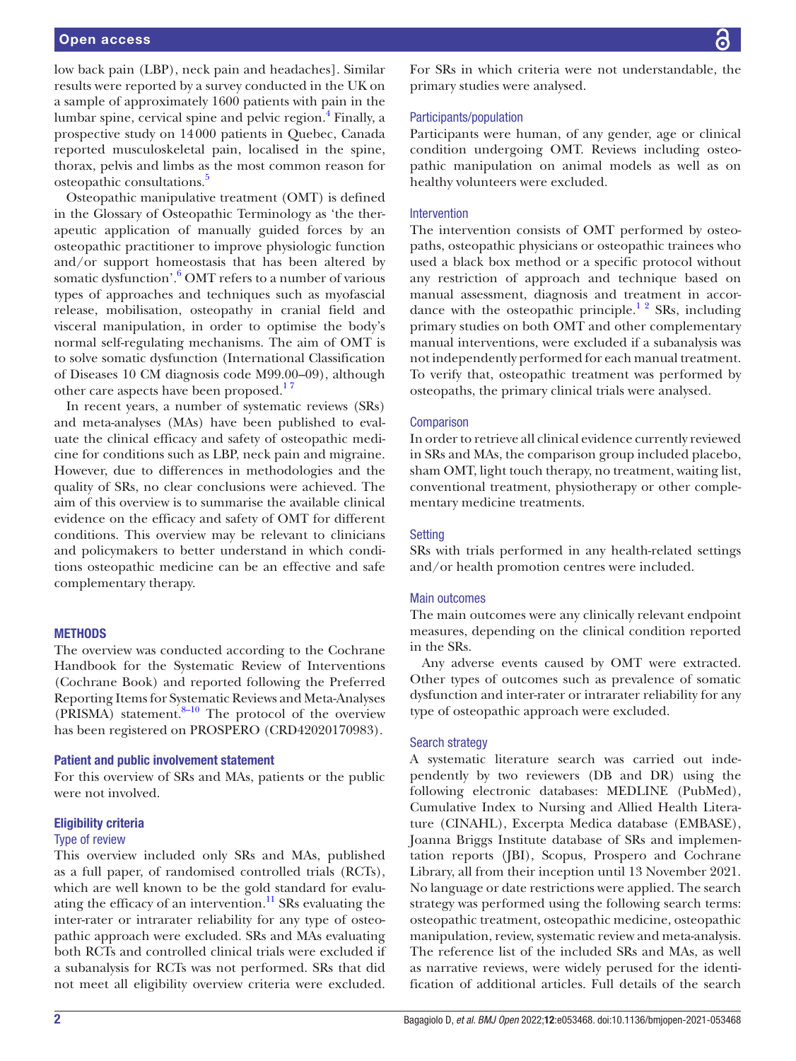low back pain (LBP), neck pain and headaches]. Similar results were reported by a survey conducted in the UK on a sample of approximately 1600 patients with pain in the lumbar spine, cervical spine and pelvic region.[4] Finally, a prospective study on 14 000 patients in Quebec, Canada reported musculoskeletal pain, localised in the spine, thorax, pelvis and limbs as the most common reason for osteopathic consultations.[5]

Osteopathic manipulative treatment (OMT) is defined in the Glossary of Osteopathic Terminology as 'the therapeutic application of manually guided forces by an osteopathic practitioner to improve physiologic function and/or support homeostasis that has been altered by somatic dysfunction'.[6] OMT refers to a number of various types of approaches and techniques such as myofascial release, mobilisation, osteopathy in cranial field and visceral manipulation, in order to optimise the body's normal self-regulating mechanisms. The aim of OMT is to solve somatic dysfunction (International Classification of Diseases 10 CM diagnosis code M99.00–09), although other care aspects have been proposed.[1,7]

In recent years, a number of systematic reviews (SRs) and meta-analyses (MAs) have been published to evaluate the clinical efficacy and safety of osteopathic medicine for conditions such as LBP, neck pain and migraine. However, due to differences in methodologies and the quality of SRs, no clear conclusions were achieved. The aim of this overview is to summarise the available clinical evidence on the efficacy and safety of OMT for different conditions. This overview may be relevant to clinicians and policymakers to better understand in which conditions osteopathic medicine can be an effective and safe complementary therapy.

## METHODS

The overview was conducted according to the Cochrane Handbook for the Systematic Review of Interventions (Cochrane Book) and reported following the Preferred Reporting Items for Systematic Reviews and Meta-Analyses (PRISMA) statement.[8–10] The protocol of the overview has been registered on PROSPERO (CRD42020170983).

### Patient and public involvement statement

For this overview of SRs and MAs, patients or the public were not involved.

### Eligibility criteria

#### Type of review

This overview included only SRs and MAs, published as a full paper, of randomised controlled trials (RCTs), which are well known to be the gold standard for evaluating the efficacy of an intervention.[11] SRs evaluating the inter-rater or intrarater reliability for any type of osteopathic approach were excluded. SRs and MAs evaluating both RCTs and controlled clinical trials were excluded if a subanalysis for RCTs was not performed. SRs that did not meet all eligibility overview criteria were excluded. For SRs in which criteria were not understandable, the primary studies were analysed.

#### Participants/population

Participants were human, of any gender, age or clinical condition undergoing OMT. Reviews including osteopathic manipulation on animal models as well as on healthy volunteers were excluded.

#### Intervention

The intervention consists of OMT performed by osteopaths, osteopathic physicians or osteopathic trainees who used a black box method or a specific protocol without any restriction of approach and technique based on manual assessment, diagnosis and treatment in accordance with the osteopathic principle.[1,2] SRs, including primary studies on both OMT and other complementary manual interventions, were excluded if a subanalysis was not independently performed for each manual treatment. To verify that, osteopathic treatment was performed by osteopaths, the primary clinical trials were analysed.

#### Comparison

In order to retrieve all clinical evidence currently reviewed in SRs and MAs, the comparison group included placebo, sham OMT, light touch therapy, no treatment, waiting list, conventional treatment, physiotherapy or other complementary medicine treatments.

#### Setting

SRs with trials performed in any health-related settings and/or health promotion centres were included.

#### Main outcomes

The main outcomes were any clinically relevant endpoint measures, depending on the clinical condition reported in the SRs.

Any adverse events caused by OMT were extracted. Other types of outcomes such as prevalence of somatic dysfunction and inter-rater or intrarater reliability for any type of osteopathic approach were excluded.

#### Search strategy

A systematic literature search was carried out independently by two reviewers (DB and DR) using the following electronic databases: MEDLINE (PubMed), Cumulative Index to Nursing and Allied Health Literature (CINAHL), Excerpta Medica database (EMBASE), Joanna Briggs Institute database of SRs and implementation reports (JBI), Scopus, Prospero and Cochrane Library, all from their inception until 13 November 2021. No language or date restrictions were applied. The search strategy was performed using the following search terms: osteopathic treatment, osteopathic medicine, osteopathic manipulation, review, systematic review and meta-analysis. The reference list of the included SRs and MAs, as well as narrative reviews, were widely perused for the identification of additional articles. Full details of the search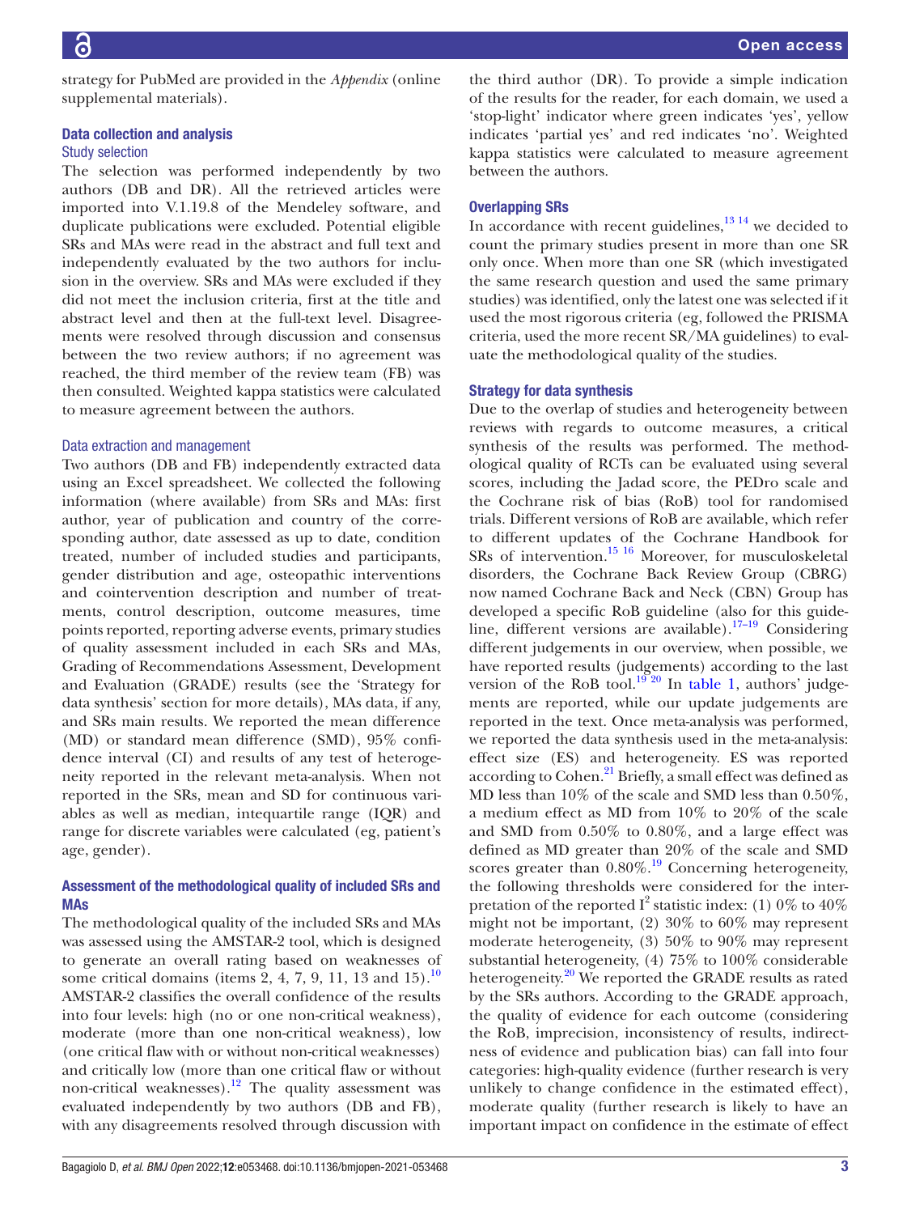strategy for PubMed are provided in the *Appendix* (online supplemental materials).

## Data collection and analysis

### Study selection

The selection was performed independently by two authors (DB and DR). All the retrieved articles were imported into V.1.19.8 of the Mendeley software, and duplicate publications were excluded. Potential eligible SRs and MAs were read in the abstract and full text and independently evaluated by the two authors for inclusion in the overview. SRs and MAs were excluded if they did not meet the inclusion criteria, first at the title and abstract level and then at the full-text level. Disagreements were resolved through discussion and consensus between the two review authors; if no agreement was reached, the third member of the review team (FB) was then consulted. Weighted kappa statistics were calculated to measure agreement between the authors.

### Data extraction and management

Two authors (DB and FB) independently extracted data using an Excel spreadsheet. We collected the following information (where available) from SRs and MAs: first author, year of publication and country of the corresponding author, date assessed as up to date, condition treated, number of included studies and participants, gender distribution and age, osteopathic interventions and cointervention description and number of treatments, control description, outcome measures, time points reported, reporting adverse events, primary studies of quality assessment included in each SRs and MAs, Grading of Recommendations Assessment, Development and Evaluation (GRADE) results (see the 'Strategy for data synthesis' section for more details), MAs data, if any, and SRs main results. We reported the mean difference (MD) or standard mean difference (SMD), 95% confidence interval (CI) and results of any test of heterogeneity reported in the relevant meta-analysis. When not reported in the SRs, mean and SD for continuous variables as well as median, intequartile range (IQR) and range for discrete variables were calculated (eg, patient's age, gender).

## Assessment of the methodological quality of included SRs and MAs

The methodological quality of the included SRs and MAs was assessed using the AMSTAR-2 tool, which is designed to generate an overall rating based on weaknesses of some critical domains (items 2, 4, 7, 9, 11, 13 and 15).[10] AMSTAR-2 classifies the overall confidence of the results into four levels: high (no or one non-critical weakness), moderate (more than one non-critical weakness), low (one critical flaw with or without non-critical weaknesses) and critically low (more than one critical flaw or without non-critical weaknesses).[12] The quality assessment was evaluated independently by two authors (DB and FB), with any disagreements resolved through discussion with the third author (DR). To provide a simple indication of the results for the reader, for each domain, we used a 'stop-light' indicator where green indicates 'yes', yellow indicates 'partial yes' and red indicates 'no'. Weighted kappa statistics were calculated to measure agreement between the authors.

## Overlapping SRs

In accordance with recent guidelines,[13,14] we decided to count the primary studies present in more than one SR only once. When more than one SR (which investigated the same research question and used the same primary studies) was identified, only the latest one was selected if it used the most rigorous criteria (eg, followed the PRISMA criteria, used the more recent SR/MA guidelines) to evaluate the methodological quality of the studies.

## Strategy for data synthesis

Due to the overlap of studies and heterogeneity between reviews with regards to outcome measures, a critical synthesis of the results was performed. The methodological quality of RCTs can be evaluated using several scores, including the Jadad score, the PEDro scale and the Cochrane risk of bias (RoB) tool for randomised trials. Different versions of RoB are available, which refer to different updates of the Cochrane Handbook for SRs of intervention.[15,16] Moreover, for musculoskeletal disorders, the Cochrane Back Review Group (CBRG) now named Cochrane Back and Neck (CBN) Group has developed a specific RoB guideline (also for this guideline, different versions are available).[17–19] Considering different judgements in our overview, when possible, we have reported results (judgements) according to the last version of the RoB tool.[19,20] In table 1, authors' judgements are reported, while our update judgements are reported in the text. Once meta-analysis was performed, we reported the data synthesis used in the meta-analysis: effect size (ES) and heterogeneity. ES was reported according to Cohen.[21] Briefly, a small effect was defined as MD less than 10% of the scale and SMD less than 0.50%, a medium effect as MD from 10% to 20% of the scale and SMD from 0.50% to 0.80%, and a large effect was defined as MD greater than 20% of the scale and SMD scores greater than 0.80%.[19] Concerning heterogeneity, the following thresholds were considered for the interpretation of the reported $I^2$ statistic index: (1) 0% to 40% might not be important, (2) 30% to 60% may represent moderate heterogeneity, (3) 50% to 90% may represent substantial heterogeneity, (4) 75% to 100% considerable heterogeneity.[20] We reported the GRADE results as rated by the SRs authors. According to the GRADE approach, the quality of evidence for each outcome (considering the RoB, imprecision, inconsistency of results, indirectness of evidence and publication bias) can fall into four categories: high-quality evidence (further research is very unlikely to change confidence in the estimated effect), moderate quality (further research is likely to have an important impact on confidence in the estimate of effect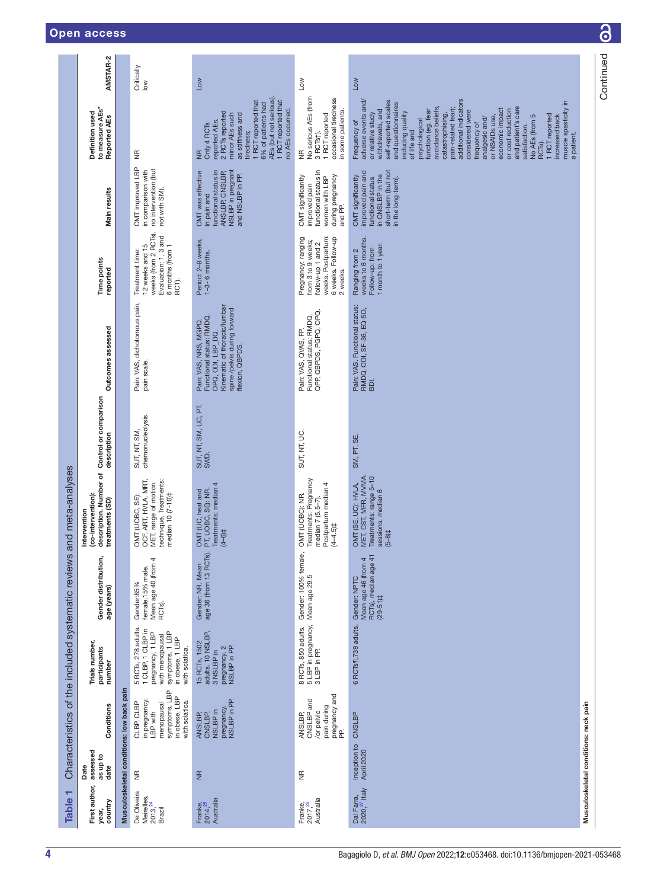**Table 1** Characteristics of the included systematic reviews and meta-analyses

| First author, year, country | Date assessed as up to date | Conditions | Trials number, participants number | Gender distribution, age (years) | Intervention (co-intervention): description. Number of treatments (SD) | Control or comparison description | Outcomes assessed | Time points reported | Main results | Definition used to measure AEs* Reported AEs | AMSTAR-2 |
|---|---|---|---|---|---|---|---|---|---|---|---|
| **Musculoskeletal conditions: low back pain** | | | | | | | | | | | |
| De Oliveira Meirelles, 2013,[24] Brazil | NR | CLBP, CLBP in pregnancy, LBP with menopausal symptoms, LBP in obese, LBP with sciatica. | 5 RCTs, 278 adults. 1 CLBP, 1 CLBP in pregnancy, 1 LBP with menopausal symptoms, 1 LBP in obese, 1 LBP with sciatica. | Gender:85% female,15% male. Mean age 40 (from 4 RCTs). | OMT (UOBC, SE): OCF, ART, HVLA, MRT, MET, range of motion technique. Treatments: median 10 (7–10)‡ | SUT, NT, SM, chemonucleolysis. | Pain: VAS, dichotomous pain, pain scale. | Treatment time: 12 weeks and 15 weeks (from 2 RCTs). Evaluation: 1, 3 and 6 months (from 1 RCT). | OMT improved LBP in comparison with no intervention (but not with SM). | NR | Critically low |
| Franke, 2014,[25] Australia | NR | ANSLBP, CNSLBP, NSLBP in pregnancy, NSLBP in PP. | 15 RCTs, 1502 adults. 10 NSLBP, 3 NSLBP in pregnancy, 2 NSLBP in PP. | Gender: NR. Mean age 36 (from 13 RCTs). | OMT (UC, heat and PT, UOBC, SE): NR. Treatments: median 4 (4–6)‡ | SUT, NT, SM, UC, PT, SWD. | Pain: VAS, NRS, MGPQ. Functional status: RMDQ, OPQ, ODI, LBP, DQ. Kinematic of thoracic/lumbar spine/pelvis during forward flexion, QBPDS. | Period: 2–9 weeks, 1–3–6 months. | OMT was effective in pain and functional status in ANSLBP, CNSLBP, NSLBP in pregnant and NSLBP in PP. | NR Only 4 RCTs reported AEs. 2 RCTs reported minor AEs such as stiffness and tiredness; 1 RCT reported that 6% of patients had AEs (but not serious). 1 RCT reported that no AEs occurred. | Low |
| Franke, 2017,[26] Australia | NR | ANSLBP, CNSLBP and /or pelvic pain during pregnancy and PP. | 8 RCTs, 850 adults. 5 LBP in pregnancy, 3 LBP in PP. | Gender: 100% female, Mean age 29.5 | OMT (UOBC): NR. Treatments: Pregnancy median 7 (5.5–7). Postpartum median 4 (4–4.5)‡ | SUT, NT, UC. | Pain: VAS, QVAS, FP. Functional status: RMDQ, QPP, QBPDS, PGPQ, OPQ. | Pregnancy: ranging from 3 to 9 weeks; follow-up 1 and 2 weeks. Postpartum: 6 weeks. Follow-up 2 weeks. | OMT significantly improved pain and functional status in women with LBP during pregnancy and PP. | NR No serious AEs (from 3 RCTs†). 1 RCT reported occasional tiredness in some patients. | Low |
| Dal Farra, 2020,[27] Italy | Inception to April 2020 | CNSLBP | 6 RCTs¶,739 adults. | Gender: NPTC Mean age 46 (from 4 RCTs), median age 41 (29–51)‡ | OMT (SE, UC): HVLA, MET, CST, MFR, MVMA. Treatments: range 5–10 sessions, median 6 (5–8)‡ | SM, PT, SE. | Pain: VAS. Functional status: RMDQ, ODI, SF-36, EQ-5D, BDI. | Ranging from 2 weeks to 6 months. Follow-up: from 1 month to 1 year. | OMT significantly improved pain and functional status in CNSLBP in the short-term (but not in the long-term). | Frequency of adverse events and/ or relative study withdrawals, and self-reported scales and questionnaires including quality of life and psychological function (eg, fear avoidance beliefs, catastrophising, pain-related fear); additional indicators considered were frequency of analgesic and/ or NSAIDs use, economic impact or cost reduction and patient's care satisfaction. No AEs (from 5 RCTs). 1 RCT reported increased back muscle spasticity in a patient. | Low |
| **Musculoskeletal conditions: neck pain** | | | | | | | | | | | |

Continued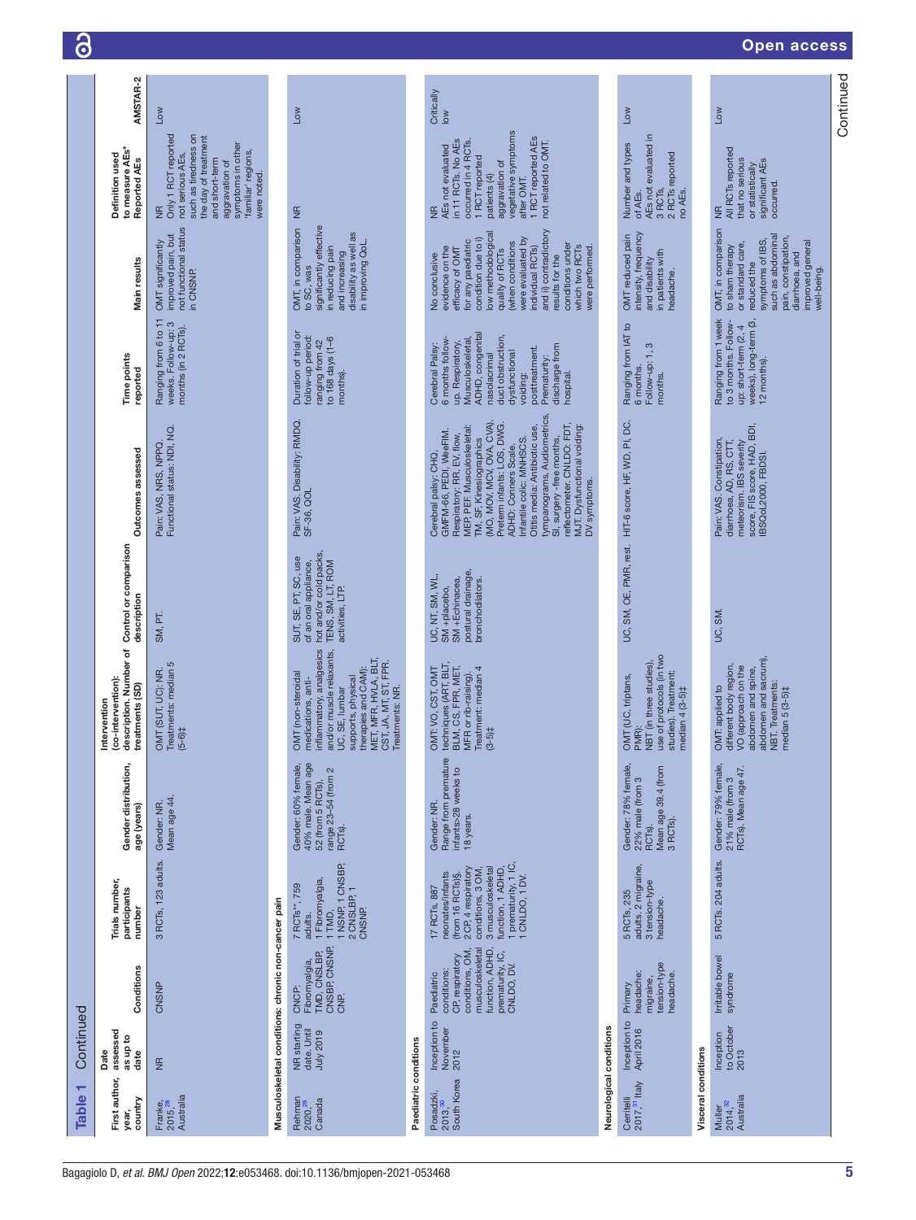**Table 1** Continued

| First author, year, country | Date assessed as up to date | Conditions | Trials number, participants number | Gender distribution, age (years) | Intervention (co-intervention): description. Number of treatments (SD) | Control or comparison description | Outcomes assessed | Time points reported | Main results | Definition used to measure AEs* Reported AEs | AMSTAR-2 |
|---|---|---|---|---|---|---|---|---|---|---|---|
| Franke, 2015,[28] Australia | NR | CNSNP | 3 RCTs, 123 adults. | Gender: NR. Mean age 44. | OMT (SUT, UC): NR. Treatments: median 5 (5–6)‡ | SM, PT. | Pain: VAS, NRS, NPPQ. Functional status: NDI, NQ. | Ranging from 6 to 11 weeks. Follow-up: 3 months (in 2 RCTs). | OMT significantly improved pain, but not functional status in CNSNP. | NR Only 1 RCT reported not serious AEs, such as tiredness on the day of treatment and short-term aggravation of symptoms in other 'familiar' regions, were noted. | Low |
| **Musculoskeletal conditions: chronic non-cancer pain** | | | | | | | | | | | |
| Rehman 2020,[29] Canada | NR starting date. Until July 2019 | CNCP: Fibromyalgia, TMD, CNSLBP, CNSBP, CNSNP, CNP. | 7 RCTs**, 759 adults: 1 Fibromyalgia, 1 TMD, 1 NSNP, 1 CNSBP, 2 CNSLBP, 1 CNSNP. | Gender: 60% female, 40% male. Mean age 52 (from 5 RCTs), range 23–54 (from 2 RCTs). | OMT (non-steroidal medications, anti-inflammatory, analgesics and/or muscle relaxants, UC, SE, lumbar supports, physical therapies and CAM): MET, MFR, HVLA, BLT, CST, JA, MT, ST, FPR. Treatments: NR. | SUT, SE, PT, SC, use of an oral appliance, hot and/or cold packs, TENS, SM, LT, ROM activities, LTP. | Pain: VAS. Disability: RMDQ, SF-36, QOL | Duration of trial or follow-up period: ranging from 42 to 168 days (1–6 months). | OMT, in comparison to SC, was significantly effective in reducing pain and increasing disability as well as in improving QoL. | NR | Low |
| **Paediatric conditions** | | | | | | | | | | | |
| Posadzki, 2013,[30] South Korea | Inception to November 2012 | Paediatric conditions: CP, respiratory conditions, OM, musculoskeletal function, ADHD, prematurity, IC, CNLDO, DV. | 17 RCTs, 887 neonates/infants (from 16 RCTs)§: 2 CP, 4 respiratory conditions, 3 OM, 3 musculoskeletal function, 1 ADHD, 1 prematurity, 1 IC, 1 CNLDO, 1 DV. | Gender: NR. Range from premature infants–28 weeks to 18 years. | OMT: VO, CST, OMT techniques (ART, BLT, BLM, CS, FPR, MET, MFR or rib-raising). Treatment: median 4 (3–5)‡ | UC, NT, SM, WL, SM +placebo, SM +Echinacea, postural drainage, bronchodilators. | Cerebral palsy: CHQ, GMFM-66, PEDI, WeeFIM. Respiratory: RR, EV, flow, MEP, PEF. Musculoskeletal: TM, SF, Kinesiographics (MO, MOV, MCV, OVA, CVA). Preterm infants: LOS, DWG. ADHD: Conners Scale. Infantile colic: MNHSCS. Otitis media: Antibiotic use, tympanograms, Audiometrics, SI, surgery -free months, reflectometer. CNLDO: FDT, MJT. Dysfunctional voiding: DV symptoms. | Cerebral Palsy: 6 months follow-up. Respiratory, Musculoskeletal, ADHD, congenital nasolacrimal duct obstruction, dysfunctional voiding: posttreatment. Prematurity: discharge from hospital. | No conclusive evidence on the efficacy of OMT for any paediatric condition due to i) low methodological quality of RCTs (when conditions were evaluated by individual RCTs) and ii) contradictory results for the conditions under which two RCTs were performed. | NR AEs not evaluated in 11 RCTs. No AEs occurred in 4 RCTs. 1 RCT reported patients (4) aggravation of vegetative symptoms after OMT. 1 RCT reported AEs not related to OMT. | Critically low |
| **Neurological conditions** | | | | | | | | | | | |
| Cerritelli 2017,[31] Italy | Inception to April 2016 | Primary headache: migraine, tension-type headache. | 5 RCTs, 235 adults: 2 migraine, 3 tension-type headache. | Gender: 78% female, 22% male (from 3 RCTs). Mean age 39.4 (from 3 RCTs). | OMT (UC, triptans, PMR): NBT (in three studies), use of protocols (in two studies). Treatment: median 4 (3–5)‡ | UC, SM, OE, PMR, rest. | HIT-6 score, HF, WD, PI, DC. | Ranging from IAT to 6 months. Follow-up: 1, 3 months. | OMT reduced pain intensity, frequency and disability in patients with headache. | Number and types of AEs. AEs not evaluated in 3 RCTs. 2 RCTs reported no AEs. | Low |
| **Visceral conditions** | | | | | | | | | | | |
| Muller 2014,[32] Australia | Inception to October 2013 | Irritable bowel syndrome | 5 RCTs, 204 adults. | Gender: 79% female, 21% male (from 3 RCTs). Mean age 47. | OMT applied to different body region, VO (approach on the abdomen and spine, abdomen and sacrum), NBT. Treatments: median 5 (3–5)‡ | UC, SM. | Pain: VAS. Constipation, diarrhoea, AD, RS, CTT, meteorism. IBS severity score, FIS score, HAD, BDI, IBSQoL2000, FBDSI. | Ranging from 1 week to 3 months. Follow-up: short-term (2, 4 weeks), long-term (6, 12 months). | OMT, in comparison to sham therapy or standard care, reduced the symptoms of IBS, such as abdominal pain, constipation, diarrhoea, and improved general well-being. | NR All RCTs reported that no serious or statistically significant AEs occurred. | Low |

Continued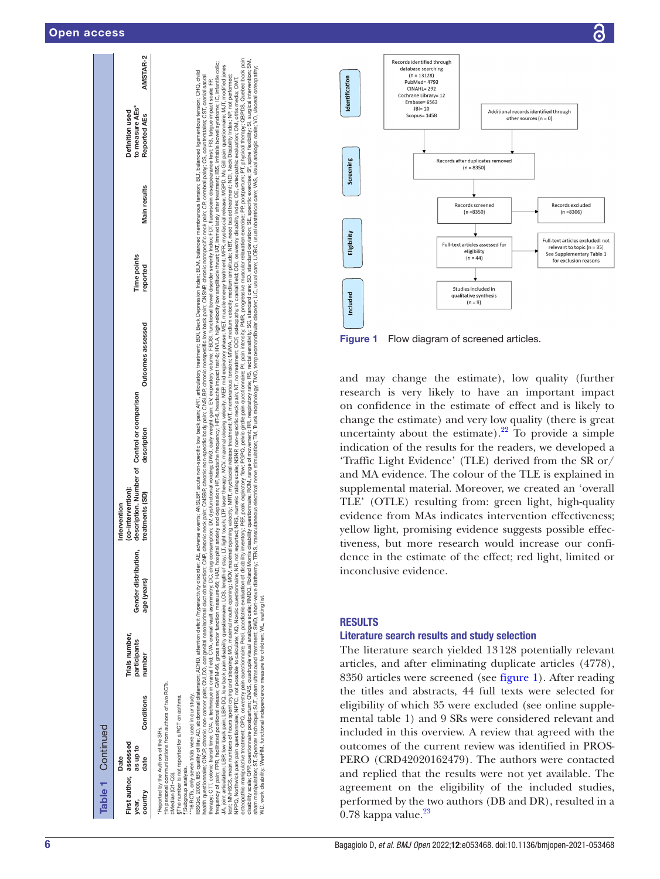**Table 1** Continued

| First author, year, country | Date assessed as up to date | Conditions | Trials number, participants number | Gender distribution, age (years) | Intervention (co-intervention): description. Number of treatments (SD) | Control or comparison description | Outcomes assessed | Time points reported | Main results | Definition used to measure AEs* Reported AEs | AMSTAR-2 |
|---|---|---|---|---|---|---|---|---|---|---|---|

*Reported by the Authors of the SRs.
†In personal communications from authors of two RCTs.
‡Median (Q1–Q3).
§The number is not reported for a RCT on asthma.
¶Subgroup analysis.
**16 RCTs, only seven trials were used in our study.
IBSQoL 2000, IBS quality of life; AD, abdominal distension; ADHD, attention deficit /hyperactivity disorder; AE, adverse events; ANSLBP, acute non-specific low back pain; ART, articulatory treatment; BDI, Beck Depression Index; BLM, balanced membranous tension; BLT, balanced ligamentous tension; CHQ, child health questionnaire; CNCP, chronic non-cancer pain; CNLDO, congenital nasolacrimal duct obstruction; CNP, chronic neck pain; CNSBP, chronic non-specific body pain; CNSLBP, chronic nonspecific low back pain; CNSNP, chronic nonspecific neck pain; CP, cerebral palsy; CS, counterstrains; CST, cranial sacral therapy; CTT, colonic transit time; CV4, a technique in cranial field; CVA, cranial vault asymmetry; DC, drug consumption; DV, dysfunctional voiding; DWG, daily weight gain; EV, expiratory volume; FBDSI, functional bowel disorder severity index; FDT, fluorescein disappearance test; FIS, fatigue impact scale; FP, frequency of pain; FPR, facilitated positional release; GMFM-66, gross motor function measure-66; HAD, hospital anxiety and depression; HF, headache frequency; HIT-6, headache impact test-6; HVLA, high velocity low amplitude thrust; IAT, immediately after treatment; IBS, irritable bowel syndrome; IC, infantile colic; JA, joint articulation; LBP, low back pain; LBP-DQ, low back pain disability questionnaire; LOS, length of stay; LT, light touch; LTP, laser therapy; MCV, maximal closing velocity; MEP, mid expiratory phase; MET, muscle energy treatment; MFR, myofascial release; MGPQ, Mc Gill pain questionnaire; MJT, modified jones test; MNHSCS, mean numbers of hours spent crying and sleeping; MO, maximal mouth opening; MOV, maximal opening velocity; MRT, myofascial release treatment; MT, membranous tension; MVMA, medium velocity medium amplitude; NBT, need based treatment; NDI, Neck Disability Index; NP, not performed; NPPQ, Northwick park pain questionnaire; NPTC, not possible to calculate; NQ, Nordic questionnaire; NR, not reported; NRS, numeric rating scale; NSNP, non-specific neck pain; NT, no treatment; OCF, osteopathy in cranial field; ODI, oswestry disability index; OE, osteopathic evaluation; OM, otitis media; OMT, osteopathic manipulative treatment; OPQ, oswestry pain questionnaire; Pedi, paediatric evaluation of disability inventory; PEF, peak expiratory flow; PGPQ, pelvic girdle pain questionnaire; PI, pain intensity; PMR, progressive muscular relaxation exercise; PP, postpartum; PT, physical therapy; QBPDS, Quebec back pain disability scale; QPP, questionnaire postpartum; QVAS, quadruple visual analogue scale; RMDQ, Roland Morris disability questionnaire; ROM, range of movement; RR, respiratory rate; RS, rectal sensitivity; SC, standard care; SD, standard deviation; SE, specific exercise; SF, spine flexibility; SI, surgical intervention; SM, sham manipulation; ST, Spencer technique; SUT, sham ultrasound treatment; SWD, short-wave diathermy; TENS, transcutaneous electrical nerve stimulation; TM, Trunk morphology; TMD, temporomandibular disorder; UC, usual care; UOBC, usual obstetrical care; VAS, visual analogic scale; VO, visceral osteopathy; WD, work disability; WeeFIM, functional independence measure for children; WL, waiting list.

**Identification**
Records identified through database searching (n = 13128): PubMed= 4793; CINAHL= 292; Cochrane Library= 12; Embase= 6563; JBI= 10; Scopus= 1458
Additional records identified through other sources (n = 0)

**Screening**
Records after duplicates removed (n = 8350)
Records screened (n =8350) → Records excluded (n =8306)

**Eligibility**
Full-text articles assessed for eligibility (n = 44) → Full-text articles excluded: not relevant to topic (n = 35) See Supplementary Table 1 for exclusion reasons

**Included**
Studies included in qualitative synthesis (n = 9)

**Figure 1** Flow diagram of screened articles.

and may change the estimate), low quality (further research is very likely to have an important impact on confidence in the estimate of effect and is likely to change the estimate) and very low quality (there is great uncertainty about the estimate).[22] To provide a simple indication of the results for the readers, we developed a 'Traffic Light Evidence' (TLE) derived from the SR or/and MA evidence. The colour of the TLE is explained in supplemental material. Moreover, we created an 'overall TLE' (OTLE) resulting from: green light, high-quality evidence from MAs indicates intervention effectiveness; yellow light, promising evidence suggests possible effectiveness, but more research would increase our confidence in the estimate of the effect; red light, limited or inconclusive evidence.

## RESULTS

### Literature search results and study selection

The literature search yielded 13128 potentially relevant articles, and after eliminating duplicate articles (4778), 8350 articles were screened (see figure 1). After reading the titles and abstracts, 44 full texts were selected for eligibility of which 35 were excluded (see online supplemental table 1) and 9 SRs were considered relevant and included in this overview. A review that agreed with the outcomes of the current review was identified in PROSPERO (CRD42020162479). The authors were contacted and replied that the results were not yet available. The agreement on the eligibility of the included studies, performed by the two authors (DB and DR), resulted in a 0.78 kappa value.[23]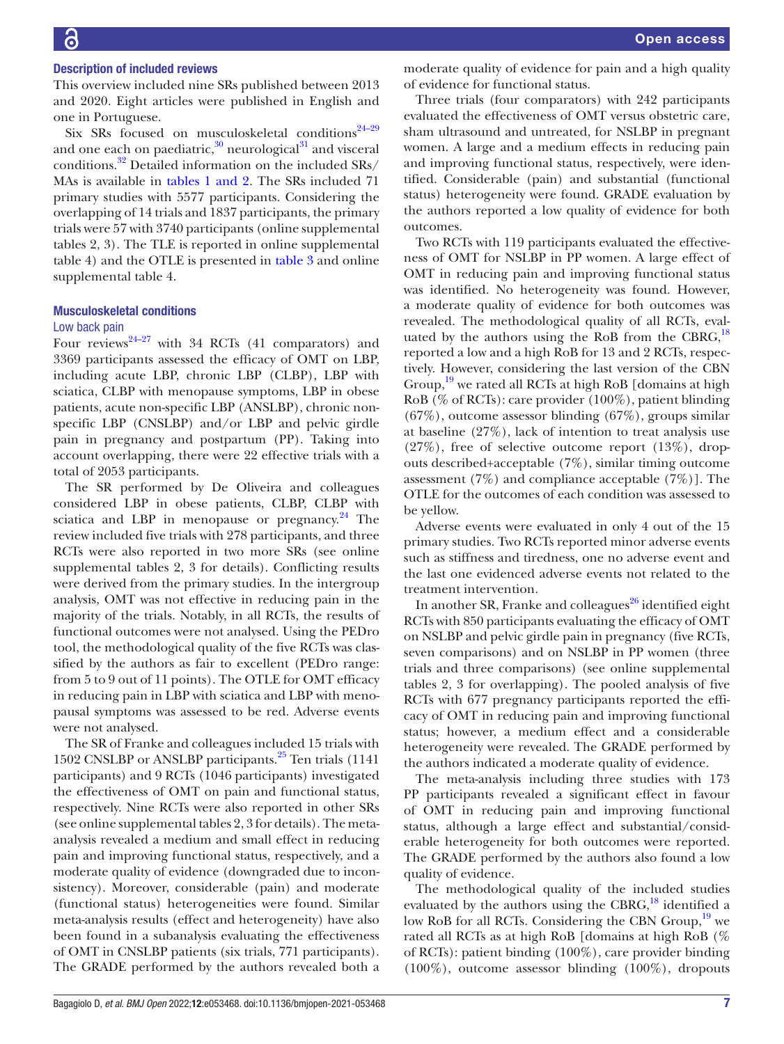### Description of included reviews

This overview included nine SRs published between 2013 and 2020. Eight articles were published in English and one in Portuguese.

Six SRs focused on musculoskeletal conditions[24–29] and one each on paediatric,[30] neurological[31] and visceral conditions.[32] Detailed information on the included SRs/MAs is available in tables 1 and 2. The SRs included 71 primary studies with 5577 participants. Considering the overlapping of 14 trials and 1837 participants, the primary trials were 57 with 3740 participants (online supplemental tables 2, 3). The TLE is reported in online supplemental table 4) and the OTLE is presented in table 3 and online supplemental table 4.

### Musculoskeletal conditions

#### Low back pain

Four reviews[24–27] with 34 RCTs (41 comparators) and 3369 participants assessed the efficacy of OMT on LBP, including acute LBP, chronic LBP (CLBP), LBP with sciatica, CLBP with menopause symptoms, LBP in obese patients, acute non-specific LBP (ANSLBP), chronic non-specific LBP (CNSLBP) and/or LBP and pelvic girdle pain in pregnancy and postpartum (PP). Taking into account overlapping, there were 22 effective trials with a total of 2053 participants.

The SR performed by De Oliveira and colleagues considered LBP in obese patients, CLBP, CLBP with sciatica and LBP in menopause or pregnancy.[24] The review included five trials with 278 participants, and three RCTs were also reported in two more SRs (see online supplemental tables 2, 3 for details). Conflicting results were derived from the primary studies. In the intergroup analysis, OMT was not effective in reducing pain in the majority of the trials. Notably, in all RCTs, the results of functional outcomes were not analysed. Using the PEDro tool, the methodological quality of the five RCTs was classified by the authors as fair to excellent (PEDro range: from 5 to 9 out of 11 points). The OTLE for OMT efficacy in reducing pain in LBP with sciatica and LBP with menopausal symptoms was assessed to be red. Adverse events were not analysed.

The SR of Franke and colleagues included 15 trials with 1502 CNSLBP or ANSLBP participants.[25] Ten trials (1141 participants) and 9 RCTs (1046 participants) investigated the effectiveness of OMT on pain and functional status, respectively. Nine RCTs were also reported in other SRs (see online supplemental tables 2, 3 for details). The meta-analysis revealed a medium and small effect in reducing pain and improving functional status, respectively, and a moderate quality of evidence (downgraded due to inconsistency). Moreover, considerable (pain) and moderate (functional status) heterogeneities were found. Similar meta-analysis results (effect and heterogeneity) have also been found in a subanalysis evaluating the effectiveness of OMT in CNSLBP patients (six trials, 771 participants). The GRADE performed by the authors revealed both a moderate quality of evidence for pain and a high quality of evidence for functional status.

Three trials (four comparators) with 242 participants evaluated the effectiveness of OMT versus obstetric care, sham ultrasound and untreated, for NSLBP in pregnant women. A large and a medium effects in reducing pain and improving functional status, respectively, were identified. Considerable (pain) and substantial (functional status) heterogeneity were found. GRADE evaluation by the authors reported a low quality of evidence for both outcomes.

Two RCTs with 119 participants evaluated the effectiveness of OMT for NSLBP in PP women. A large effect of OMT in reducing pain and improving functional status was identified. No heterogeneity was found. However, a moderate quality of evidence for both outcomes was revealed. The methodological quality of all RCTs, evaluated by the authors using the RoB from the CBRG,[18] reported a low and a high RoB for 13 and 2 RCTs, respectively. However, considering the last version of the CBN Group,[19] we rated all RCTs at high RoB [domains at high RoB (% of RCTs): care provider (100%), patient blinding (67%), outcome assessor blinding (67%), groups similar at baseline (27%), lack of intention to treat analysis use (27%), free of selective outcome report (13%), dropouts described+acceptable (7%), similar timing outcome assessment (7%) and compliance acceptable (7%)]. The OTLE for the outcomes of each condition was assessed to be yellow.

Adverse events were evaluated in only 4 out of the 15 primary studies. Two RCTs reported minor adverse events such as stiffness and tiredness, one no adverse event and the last one evidenced adverse events not related to the treatment intervention.

In another SR, Franke and colleagues[26] identified eight RCTs with 850 participants evaluating the efficacy of OMT on NSLBP and pelvic girdle pain in pregnancy (five RCTs, seven comparisons) and on NSLBP in PP women (three trials and three comparisons) (see online supplemental tables 2, 3 for overlapping). The pooled analysis of five RCTs with 677 pregnancy participants reported the efficacy of OMT in reducing pain and improving functional status; however, a medium effect and a considerable heterogeneity were revealed. The GRADE performed by the authors indicated a moderate quality of evidence.

The meta-analysis including three studies with 173 PP participants revealed a significant effect in favour of OMT in reducing pain and improving functional status, although a large effect and substantial/considerable heterogeneity for both outcomes were reported. The GRADE performed by the authors also found a low quality of evidence.

The methodological quality of the included studies evaluated by the authors using the CBRG,[18] identified a low RoB for all RCTs. Considering the CBN Group,[19] we rated all RCTs as at high RoB [domains at high RoB (% of RCTs): patient binding (100%), care provider binding (100%), outcome assessor blinding (100%), dropouts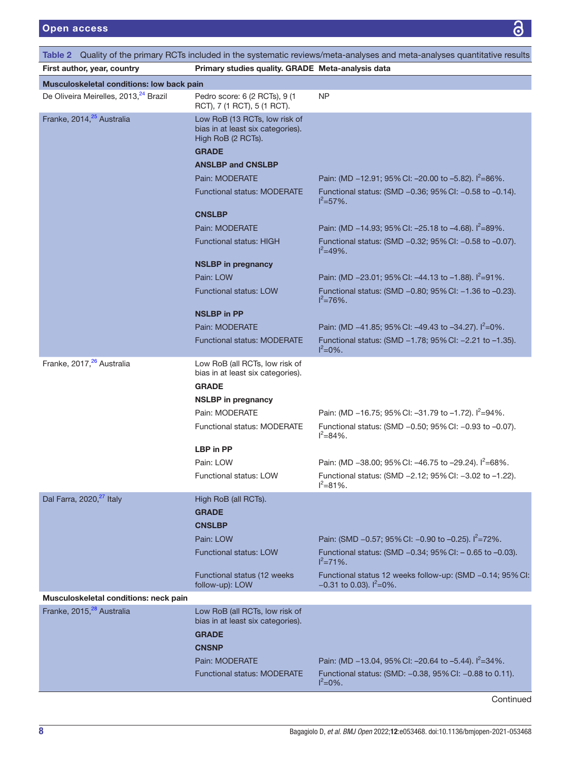**Table 2** Quality of the primary RCTs included in the systematic reviews/meta-analyses and meta-analyses quantitative results

| First author, year, country | Primary studies quality. GRADE | Meta-analysis data |
|---|---|---|
| **Musculoskeletal conditions: low back pain** | | |
| De Oliveira Meirelles, 2013,[24] Brazil | Pedro score: 6 (2 RCTs), 9 (1 RCT), 7 (1 RCT), 5 (1 RCT). | NP |
| Franke, 2014,[25] Australia | Low RoB (13 RCTs, low risk of bias in at least six categories). High RoB (2 RCTs). | |
| | **GRADE** | |
| | **ANSLBP and CNSLBP** | |
| | Pain: MODERATE | Pain: (MD −12.91; 95% CI: −20.00 to −5.82). $I^2$=86%. |
| | Functional status: MODERATE | Functional status: (SMD −0.36; 95% CI: −0.58 to −0.14). $I^2$=57%. |
| | **CNSLBP** | |
| | Pain: MODERATE | Pain: (MD −14.93; 95% CI: −25.18 to −4.68). $I^2$=89%. |
| | Functional status: HIGH | Functional status: (SMD −0.32; 95% CI: −0.58 to −0.07). $I^2$=49%. |
| | **NSLBP in pregnancy** | |
| | Pain: LOW | Pain: (MD −23.01; 95% CI: −44.13 to −1.88). $I^2$=91%. |
| | Functional status: LOW | Functional status: (SMD −0.80; 95% CI: −1.36 to −0.23). $I^2$=76%. |
| | **NSLBP in PP** | |
| | Pain: MODERATE | Pain: (MD −41.85; 95% CI: −49.43 to −34.27). $I^2$=0%. |
| | Functional status: MODERATE | Functional status: (SMD −1.78; 95% CI: −2.21 to −1.35). $I^2$=0%. |
| Franke, 2017,[26] Australia | Low RoB (all RCTs, low risk of bias in at least six categories). | |
| | **GRADE** | |
| | **NSLBP in pregnancy** | |
| | Pain: MODERATE | Pain: (MD −16.75; 95% CI: −31.79 to −1.72). $I^2$=94%. |
| | Functional status: MODERATE | Functional status: (SMD −0.50; 95% CI: −0.93 to −0.07). $I^2$=84%. |
| | **LBP in PP** | |
| | Pain: LOW | Pain: (MD −38.00; 95% CI: −46.75 to −29.24). $I^2$=68%. |
| | Functional status: LOW | Functional status: (SMD −2.12; 95% CI: −3.02 to −1.22). $I^2$=81%. |
| Dal Farra, 2020,[27] Italy | High RoB (all RCTs). | |
| | **GRADE** | |
| | **CNSLBP** | |
| | Pain: LOW | Pain: (SMD −0.57; 95% CI: −0.90 to −0.25). $I^2$=72%. |
| | Functional status: LOW | Functional status: (SMD −0.34; 95% CI: − 0.65 to −0.03). $I^2$=71%. |
| | Functional status (12 weeks follow-up): LOW | Functional status 12 weeks follow-up: (SMD −0.14; 95% CI: −0.31 to 0.03). $I^2$=0%. |
| **Musculoskeletal conditions: neck pain** | | |
| Franke, 2015,[28] Australia | Low RoB (all RCTs, low risk of bias in at least six categories). | |
| | **GRADE** | |
| | **CNSNP** | |
| | Pain: MODERATE | Pain: (MD −13.04, 95% CI: −20.64 to −5.44). $I^2$=34%. |
| | Functional status: MODERATE | Functional status: (SMD: −0.38, 95% CI: −0.88 to 0.11). $I^2$=0%. |

Continued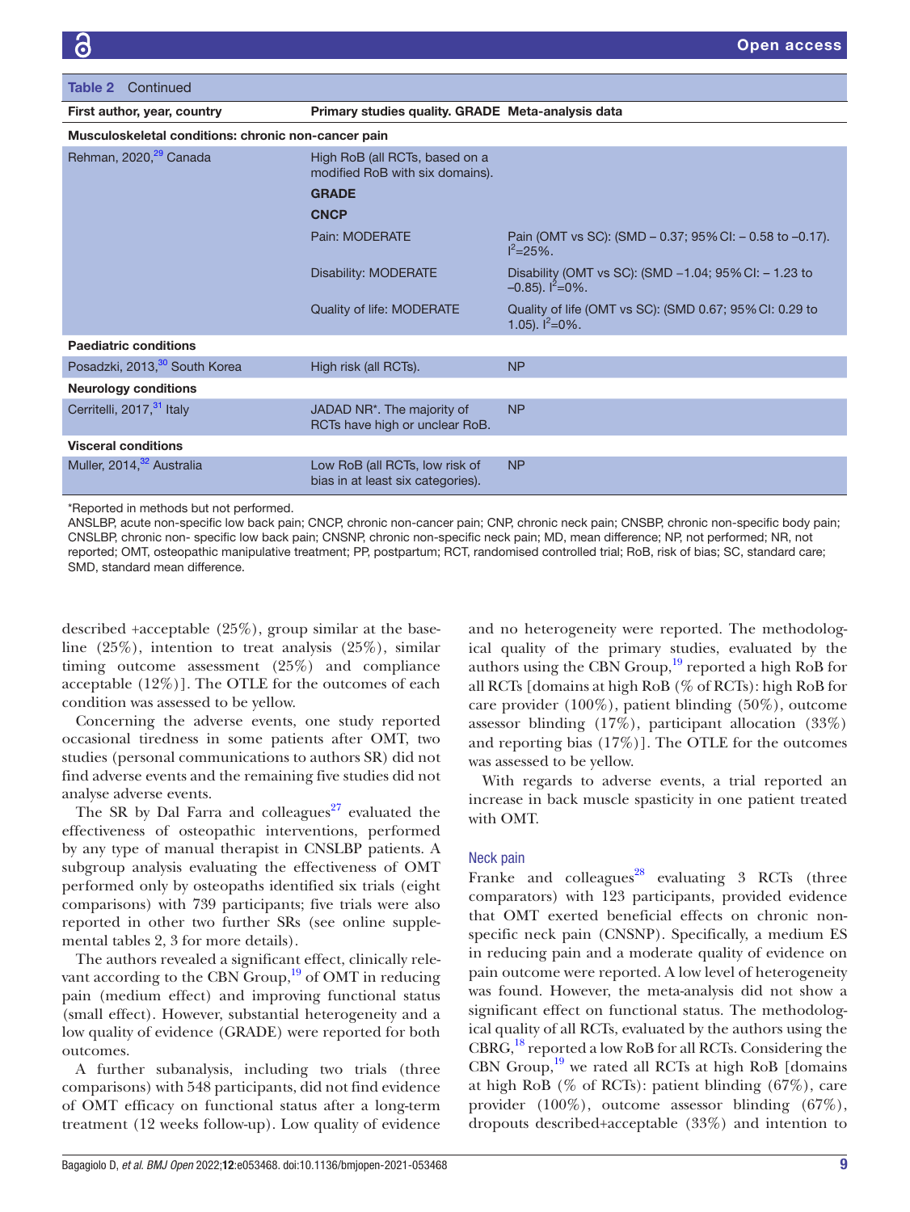Table 2 Continued

| First author, year, country | Primary studies quality. GRADE | Meta-analysis data |
|---|---|---|
| **Musculoskeletal conditions: chronic non-cancer pain** | | |
| Rehman, 2020,[29] Canada | High RoB (all RCTs, based on a modified RoB with six domains). | |
| | **GRADE** | |
| | **CNCP** | |
| | Pain: MODERATE | Pain (OMT vs SC): (SMD – 0.37; 95% CI: – 0.58 to –0.17). $I^2$=25%. |
| | Disability: MODERATE | Disability (OMT vs SC): (SMD –1.04; 95% CI: – 1.23 to –0.85). $I^2$=0%. |
| | Quality of life: MODERATE | Quality of life (OMT vs SC): (SMD 0.67; 95% CI: 0.29 to 1.05). $I^2$=0%. |
| **Paediatric conditions** | | |
| Posadzki, 2013,[30] South Korea | High risk (all RCTs). | NP |
| **Neurology conditions** | | |
| Cerritelli, 2017,[31] Italy | JADAD NR*. The majority of RCTs have high or unclear RoB. | NP |
| **Visceral conditions** | | |
| Muller, 2014,[32] Australia | Low RoB (all RCTs, low risk of bias in at least six categories). | NP |

*Reported in methods but not performed.
ANSLBP, acute non-specific low back pain; CNCP, chronic non-cancer pain; CNP, chronic neck pain; CNSBP, chronic non-specific body pain; CNSLBP, chronic non- specific low back pain; CNSNP, chronic non-specific neck pain; MD, mean difference; NP, not performed; NR, not reported; OMT, osteopathic manipulative treatment; PP, postpartum; RCT, randomised controlled trial; RoB, risk of bias; SC, standard care; SMD, standard mean difference.

described +acceptable (25%), group similar at the baseline (25%), intention to treat analysis (25%), similar timing outcome assessment (25%) and compliance acceptable (12%)]. The OTLE for the outcomes of each condition was assessed to be yellow.

Concerning the adverse events, one study reported occasional tiredness in some patients after OMT, two studies (personal communications to authors SR) did not find adverse events and the remaining five studies did not analyse adverse events.

The SR by Dal Farra and colleagues[27] evaluated the effectiveness of osteopathic interventions, performed by any type of manual therapist in CNSLBP patients. A subgroup analysis evaluating the effectiveness of OMT performed only by osteopaths identified six trials (eight comparisons) with 739 participants; five trials were also reported in other two further SRs (see online supplemental tables 2, 3 for more details).

The authors revealed a significant effect, clinically relevant according to the CBN Group,[19] of OMT in reducing pain (medium effect) and improving functional status (small effect). However, substantial heterogeneity and a low quality of evidence (GRADE) were reported for both outcomes.

A further subanalysis, including two trials (three comparisons) with 548 participants, did not find evidence of OMT efficacy on functional status after a long-term treatment (12 weeks follow-up). Low quality of evidence and no heterogeneity were reported. The methodological quality of the primary studies, evaluated by the authors using the CBN Group,[19] reported a high RoB for all RCTs [domains at high RoB (% of RCTs): high RoB for care provider (100%), patient blinding (50%), outcome assessor blinding (17%), participant allocation (33%) and reporting bias (17%)]. The OTLE for the outcomes was assessed to be yellow.

With regards to adverse events, a trial reported an increase in back muscle spasticity in one patient treated with OMT.

### Neck pain

Franke and colleagues[28] evaluating 3 RCTs (three comparators) with 123 participants, provided evidence that OMT exerted beneficial effects on chronic non-specific neck pain (CNSNP). Specifically, a medium ES in reducing pain and a moderate quality of evidence on pain outcome were reported. A low level of heterogeneity was found. However, the meta-analysis did not show a significant effect on functional status. The methodological quality of all RCTs, evaluated by the authors using the CBRG,[18] reported a low RoB for all RCTs. Considering the CBN Group,[19] we rated all RCTs at high RoB [domains at high RoB (% of RCTs): patient blinding (67%), care provider (100%), outcome assessor blinding (67%), dropouts described+acceptable (33%) and intention to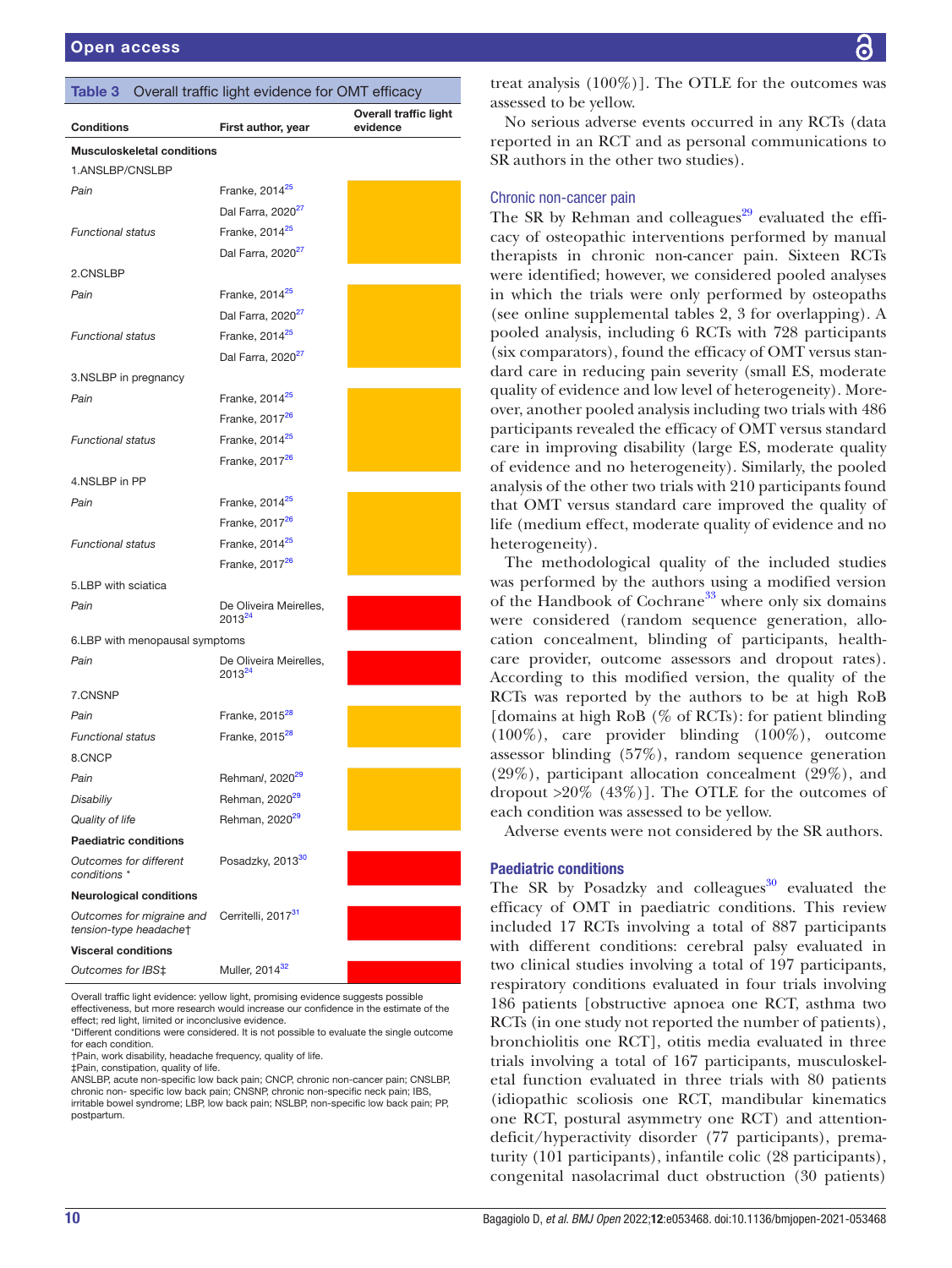**Table 3** Overall traffic light evidence for OMT efficacy

| Conditions | First author, year | Overall traffic light evidence |
|---|---|---|
| **Musculoskeletal conditions** | | |
| 1.ANSLBP/CNSLBP | | |
| *Pain* | Franke, 2014[25] | Yellow |
| | Dal Farra, 2020[27] | |
| *Functional status* | Franke, 2014[25] | |
| | Dal Farra, 2020[27] | |
| 2.CNSLBP | | |
| *Pain* | Franke, 2014[25] | Yellow |
| | Dal Farra, 2020[27] | |
| *Functional status* | Franke, 2014[25] | |
| | Dal Farra, 2020[27] | |
| 3.NSLBP in pregnancy | | |
| *Pain* | Franke, 2014[25] | Yellow |
| | Franke, 2017[26] | |
| *Functional status* | Franke, 2014[25] | |
| | Franke, 2017[26] | |
| 4.NSLBP in PP | | |
| *Pain* | Franke, 2014[25] | Yellow |
| | Franke, 2017[26] | |
| *Functional status* | Franke, 2014[25] | |
| | Franke, 2017[26] | |
| 5.LBP with sciatica | | |
| *Pain* | De Oliveira Meirelles, 2013[24] | Red |
| 6.LBP with menopausal symptoms | | |
| *Pain* | De Oliveira Meirelles, 2013[24] | Red |
| 7.CNSNP | | |
| *Pain* | Franke, 2015[28] | Yellow |
| *Functional status* | Franke, 2015[28] | |
| 8.CNCP | | |
| *Pain* | Rehmanl, 2020[29] | Yellow |
| *Disabiliy* | Rehman, 2020[29] | |
| *Quality of life* | Rehman, 2020[29] | |
| **Paediatric conditions** | | |
| *Outcomes for different conditions \** | Posadzky, 2013[30] | Red |
| **Neurological conditions** | | |
| *Outcomes for migraine and tension-type headache†* | Cerritelli, 2017[31] | Red |
| **Visceral conditions** | | |
| *Outcomes for IBS‡* | Muller, 2014[32] | Red |

Overall traffic light evidence: yellow light, promising evidence suggests possible effectiveness, but more research would increase our confidence in the estimate of the effect; red light, limited or inconclusive evidence.
*Different conditions were considered. It is not possible to evaluate the single outcome for each condition.
†Pain, work disability, headache frequency, quality of life.
‡Pain, constipation, quality of life.
ANSLBP, acute non-specific low back pain; CNCP, chronic non-cancer pain; CNSLBP, chronic non- specific low back pain; CNSNP, chronic non-specific neck pain; IBS, irritable bowel syndrome; LBP, low back pain; NSLBP, non-specific low back pain; PP, postpartum.

treat analysis (100%)]. The OTLE for the outcomes was assessed to be yellow.

No serious adverse events occurred in any RCTs (data reported in an RCT and as personal communications to SR authors in the other two studies).

### Chronic non-cancer pain

The SR by Rehman and colleagues[29] evaluated the efficacy of osteopathic interventions performed by manual therapists in chronic non-cancer pain. Sixteen RCTs were identified; however, we considered pooled analyses in which the trials were only performed by osteopaths (see online supplemental tables 2, 3 for overlapping). A pooled analysis, including 6 RCTs with 728 participants (six comparators), found the efficacy of OMT versus standard care in reducing pain severity (small ES, moderate quality of evidence and low level of heterogeneity). Moreover, another pooled analysis including two trials with 486 participants revealed the efficacy of OMT versus standard care in improving disability (large ES, moderate quality of evidence and no heterogeneity). Similarly, the pooled analysis of the other two trials with 210 participants found that OMT versus standard care improved the quality of life (medium effect, moderate quality of evidence and no heterogeneity).

The methodological quality of the included studies was performed by the authors using a modified version of the Handbook of Cochrane[33] where only six domains were considered (random sequence generation, allocation concealment, blinding of participants, healthcare provider, outcome assessors and dropout rates). According to this modified version, the quality of the RCTs was reported by the authors to be at high RoB [domains at high RoB (% of RCTs): for patient blinding (100%), care provider blinding (100%), outcome assessor blinding (57%), random sequence generation (29%), participant allocation concealment (29%), and dropout >20% (43%)]. The OTLE for the outcomes of each condition was assessed to be yellow.

Adverse events were not considered by the SR authors.

### Paediatric conditions

The SR by Posadzky and colleagues[30] evaluated the efficacy of OMT in paediatric conditions. This review included 17 RCTs involving a total of 887 participants with different conditions: cerebral palsy evaluated in two clinical studies involving a total of 197 participants, respiratory conditions evaluated in four trials involving 186 patients [obstructive apnoea one RCT, asthma two RCTs (in one study not reported the number of patients), bronchiolitis one RCT], otitis media evaluated in three trials involving a total of 167 participants, musculoskeletal function evaluated in three trials with 80 patients (idiopathic scoliosis one RCT, mandibular kinematics one RCT, postural asymmetry one RCT) and attention-deficit/hyperactivity disorder (77 participants), prematurity (101 participants), infantile colic (28 participants), congenital nasolacrimal duct obstruction (30 patients)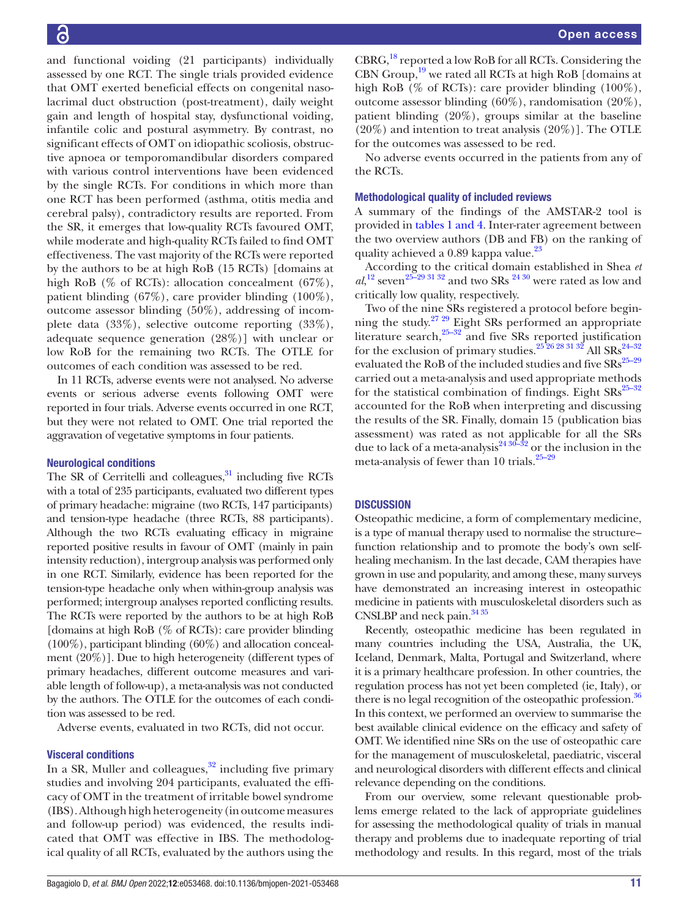and functional voiding (21 participants) individually assessed by one RCT. The single trials provided evidence that OMT exerted beneficial effects on congenital nasolacrimal duct obstruction (post-treatment), daily weight gain and length of hospital stay, dysfunctional voiding, infantile colic and postural asymmetry. By contrast, no significant effects of OMT on idiopathic scoliosis, obstructive apnoea or temporomandibular disorders compared with various control interventions have been evidenced by the single RCTs. For conditions in which more than one RCT has been performed (asthma, otitis media and cerebral palsy), contradictory results are reported. From the SR, it emerges that low-quality RCTs favoured OMT, while moderate and high-quality RCTs failed to find OMT effectiveness. The vast majority of the RCTs were reported by the authors to be at high RoB (15 RCTs) [domains at high RoB (% of RCTs): allocation concealment (67%), patient blinding (67%), care provider blinding (100%), outcome assessor blinding (50%), addressing of incomplete data (33%), selective outcome reporting (33%), adequate sequence generation (28%)] with unclear or low RoB for the remaining two RCTs. The OTLE for outcomes of each condition was assessed to be red.

In 11 RCTs, adverse events were not analysed. No adverse events or serious adverse events following OMT were reported in four trials. Adverse events occurred in one RCT, but they were not related to OMT. One trial reported the aggravation of vegetative symptoms in four patients.

### Neurological conditions

The SR of Cerritelli and colleagues,[31] including five RCTs with a total of 235 participants, evaluated two different types of primary headache: migraine (two RCTs, 147 participants) and tension-type headache (three RCTs, 88 participants). Although the two RCTs evaluating efficacy in migraine reported positive results in favour of OMT (mainly in pain intensity reduction), intergroup analysis was performed only in one RCT. Similarly, evidence has been reported for the tension-type headache only when within-group analysis was performed; intergroup analyses reported conflicting results. The RCTs were reported by the authors to be at high RoB [domains at high RoB (% of RCTs): care provider blinding (100%), participant blinding (60%) and allocation concealment (20%)]. Due to high heterogeneity (different types of primary headaches, different outcome measures and variable length of follow-up), a meta-analysis was not conducted by the authors. The OTLE for the outcomes of each condition was assessed to be red.

Adverse events, evaluated in two RCTs, did not occur.

### Visceral conditions

In a SR, Muller and colleagues,[32] including five primary studies and involving 204 participants, evaluated the efficacy of OMT in the treatment of irritable bowel syndrome (IBS). Although high heterogeneity (in outcome measures and follow-up period) was evidenced, the results indicated that OMT was effective in IBS. The methodological quality of all RCTs, evaluated by the authors using the CBRG,[18] reported a low RoB for all RCTs. Considering the CBN Group,[19] we rated all RCTs at high RoB [domains at high RoB (% of RCTs): care provider blinding (100%), outcome assessor blinding (60%), randomisation (20%), patient blinding (20%), groups similar at the baseline (20%) and intention to treat analysis (20%)]. The OTLE for the outcomes was assessed to be red.

No adverse events occurred in the patients from any of the RCTs.

### Methodological quality of included reviews

A summary of the findings of the AMSTAR-2 tool is provided in tables 1 and 4. Inter-rater agreement between the two overview authors (DB and FB) on the ranking of quality achieved a 0.89 kappa value.[23]

According to the critical domain established in Shea *et al*,[12] seven[25–29 31 32] and two SRs [24 30] were rated as low and critically low quality, respectively.

Two of the nine SRs registered a protocol before beginning the study.[27 29] Eight SRs performed an appropriate literature search,[25–32] and five SRs reported justification for the exclusion of primary studies.[25 26 28 31 32] All SRs[24–32] evaluated the RoB of the included studies and five SRs[25–29] carried out a meta-analysis and used appropriate methods for the statistical combination of findings. Eight SRs[25–32] accounted for the RoB when interpreting and discussing the results of the SR. Finally, domain 15 (publication bias assessment) was rated as not applicable for all the SRs due to lack of a meta-analysis[24 30–32] or the inclusion in the meta-analysis of fewer than 10 trials.[25–29]

## DISCUSSION

Osteopathic medicine, a form of complementary medicine, is a type of manual therapy used to normalise the structure–function relationship and to promote the body's own self-healing mechanism. In the last decade, CAM therapies have grown in use and popularity, and among these, many surveys have demonstrated an increasing interest in osteopathic medicine in patients with musculoskeletal disorders such as CNSLBP and neck pain.[34 35]

Recently, osteopathic medicine has been regulated in many countries including the USA, Australia, the UK, Iceland, Denmark, Malta, Portugal and Switzerland, where it is a primary healthcare profession. In other countries, the regulation process has not yet been completed (ie, Italy), or there is no legal recognition of the osteopathic profession.[36] In this context, we performed an overview to summarise the best available clinical evidence on the efficacy and safety of OMT. We identified nine SRs on the use of osteopathic care for the management of musculoskeletal, paediatric, visceral and neurological disorders with different effects and clinical relevance depending on the conditions.

From our overview, some relevant questionable problems emerge related to the lack of appropriate guidelines for assessing the methodological quality of trials in manual therapy and problems due to inadequate reporting of trial methodology and results. In this regard, most of the trials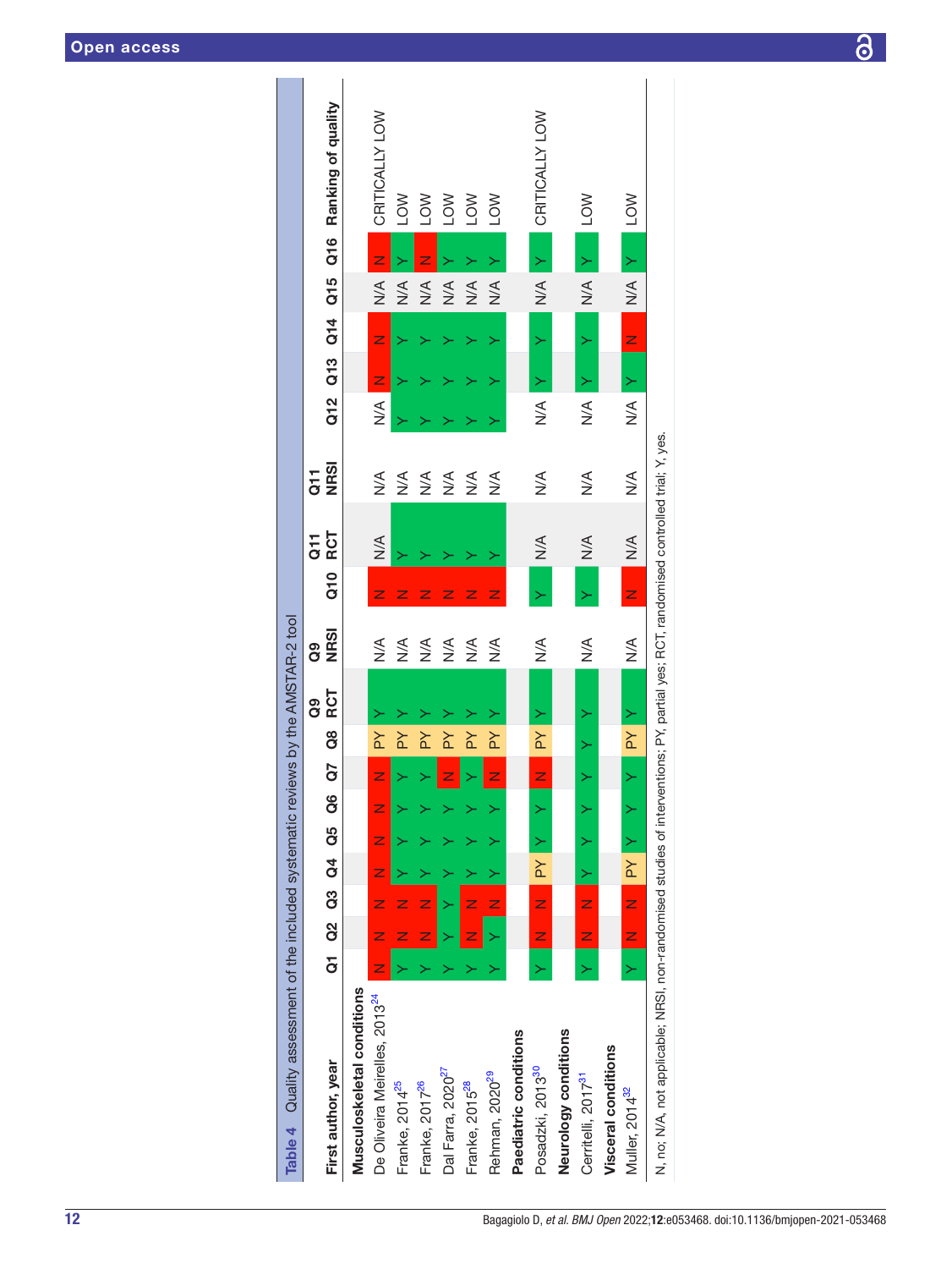**Table 4** Quality assessment of the included systematic reviews by the AMSTAR-2 tool

| First author, year | Q1 | Q2 | Q3 | Q4 | Q5 | Q6 | Q7 | Q8 | Q9 RCT | Q9 NRSI | Q10 | Q11 RCT | Q11 NRSI | Q12 | Q13 | Q14 | Q15 | Q16 | Ranking of quality |
|---|---|---|---|---|---|---|---|---|---|---|---|---|---|---|---|---|---|---|---|
| **Musculoskeletal conditions** | | | | | | | | | | | | | | | | | | | |
| De Oliveira Meirelles, 2013[24] | N | N | N | N | N | N | N | PY | Y | N/A | N | N/A | N/A | N/A | N | N | N/A | N | CRITICALLY LOW |
| Franke, 2014[25] | Y | N | N | Y | Y | Y | Y | PY | Y | N/A | N | Y | N/A | Y | Y | Y | N/A | Y | LOW |
| Franke, 2017[26] | Y | N | N | Y | Y | Y | Y | PY | Y | N/A | N | Y | N/A | Y | Y | Y | N/A | N | LOW |
| Dal Farra, 2020[27] | Y | Y | Y | Y | Y | Y | N | PY | Y | N/A | N | Y | N/A | Y | Y | Y | N/A | Y | LOW |
| Franke, 2015[28] | Y | N | N | Y | Y | Y | Y | PY | Y | N/A | N | Y | N/A | Y | Y | Y | N/A | Y | LOW |
| Rehman, 2020[29] | Y | Y | N | Y | Y | Y | N | PY | Y | N/A | N | Y | N/A | Y | Y | Y | N/A | Y | LOW |
| **Paediatric conditions** | | | | | | | | | | | | | | | | | | | |
| Posadzki, 2013[30] | Y | N | N | PY | Y | Y | N | PY | Y | N/A | Y | N/A | N/A | N/A | Y | Y | N/A | Y | CRITICALLY LOW |
| **Neurology conditions** | | | | | | | | | | | | | | | | | | | |
| Cerritelli, 2017[31] | Y | N | N | Y | Y | Y | Y | Y | Y | N/A | Y | N/A | N/A | N/A | Y | Y | N/A | Y | LOW |
| **Visceral conditions** | | | | | | | | | | | | | | | | | | | |
| Muller, 2014[32] | Y | N | N | PY | Y | Y | Y | PY | Y | N/A | N | N/A | N/A | N/A | Y | N | N/A | Y | LOW |

N, no; N/A, not applicable; NRSI, non-randomised studies of interventions; PY, partial yes; RCT, randomised controlled trial; Y, yes.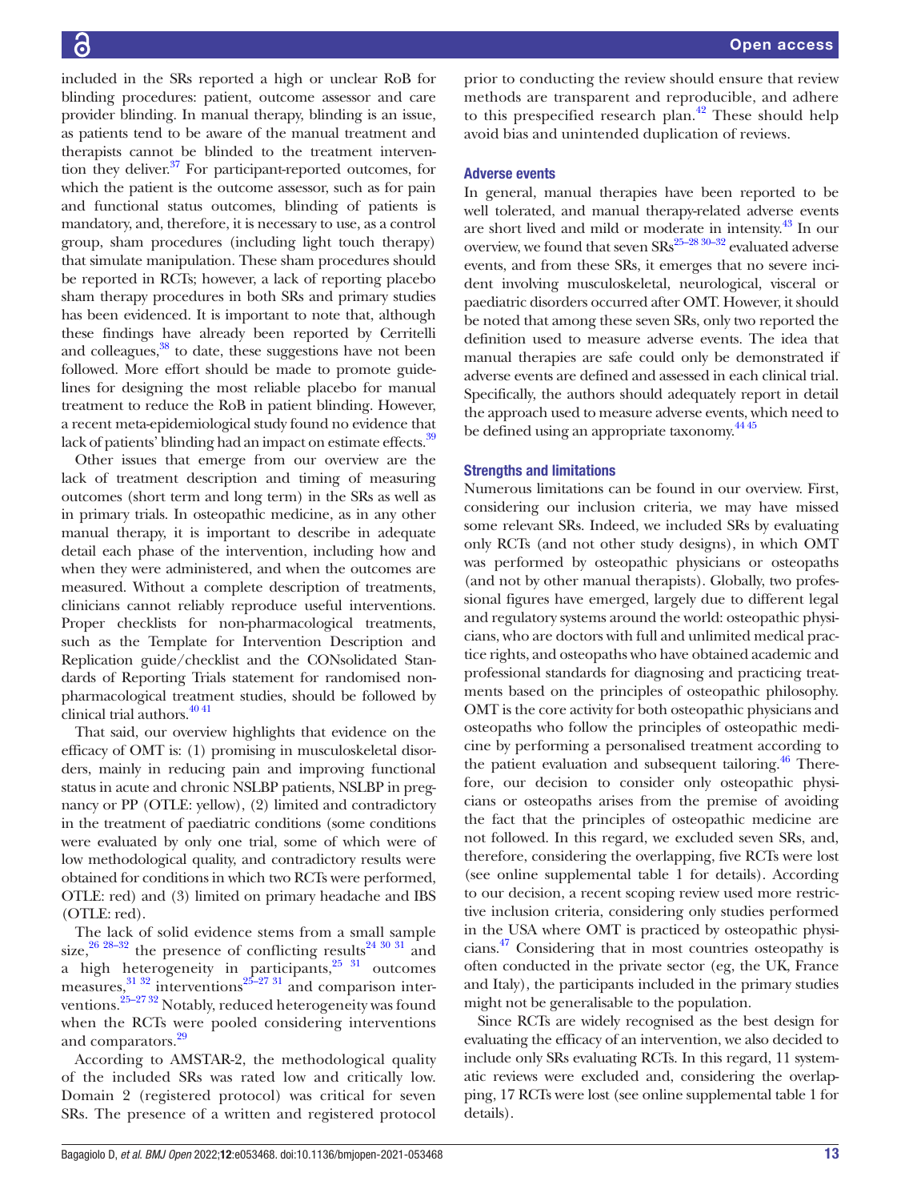included in the SRs reported a high or unclear RoB for blinding procedures: patient, outcome assessor and care provider blinding. In manual therapy, blinding is an issue, as patients tend to be aware of the manual treatment and therapists cannot be blinded to the treatment intervention they deliver.[37] For participant-reported outcomes, for which the patient is the outcome assessor, such as for pain and functional status outcomes, blinding of patients is mandatory, and, therefore, it is necessary to use, as a control group, sham procedures (including light touch therapy) that simulate manipulation. These sham procedures should be reported in RCTs; however, a lack of reporting placebo sham therapy procedures in both SRs and primary studies has been evidenced. It is important to note that, although these findings have already been reported by Cerritelli and colleagues,[38] to date, these suggestions have not been followed. More effort should be made to promote guidelines for designing the most reliable placebo for manual treatment to reduce the RoB in patient blinding. However, a recent meta-epidemiological study found no evidence that lack of patients' blinding had an impact on estimate effects.[39]

Other issues that emerge from our overview are the lack of treatment description and timing of measuring outcomes (short term and long term) in the SRs as well as in primary trials. In osteopathic medicine, as in any other manual therapy, it is important to describe in adequate detail each phase of the intervention, including how and when they were administered, and when the outcomes are measured. Without a complete description of treatments, clinicians cannot reliably reproduce useful interventions. Proper checklists for non-pharmacological treatments, such as the Template for Intervention Description and Replication guide/checklist and the CONsolidated Standards of Reporting Trials statement for randomised non-pharmacological treatment studies, should be followed by clinical trial authors.[40 41]

That said, our overview highlights that evidence on the efficacy of OMT is: (1) promising in musculoskeletal disorders, mainly in reducing pain and improving functional status in acute and chronic NSLBP patients, NSLBP in pregnancy or PP (OTLE: yellow), (2) limited and contradictory in the treatment of paediatric conditions (some conditions were evaluated by only one trial, some of which were of low methodological quality, and contradictory results were obtained for conditions in which two RCTs were performed, OTLE: red) and (3) limited on primary headache and IBS (OTLE: red).

The lack of solid evidence stems from a small sample size,[26 28–32] the presence of conflicting results[24 30 31] and a high heterogeneity in participants,[25 31] outcomes measures,[31 32] interventions[25–27 31] and comparison interventions.[25–27 32] Notably, reduced heterogeneity was found when the RCTs were pooled considering interventions and comparators.[29]

According to AMSTAR-2, the methodological quality of the included SRs was rated low and critically low. Domain 2 (registered protocol) was critical for seven SRs. The presence of a written and registered protocol prior to conducting the review should ensure that review methods are transparent and reproducible, and adhere to this prespecified research plan.[42] These should help avoid bias and unintended duplication of reviews.

### Adverse events

In general, manual therapies have been reported to be well tolerated, and manual therapy-related adverse events are short lived and mild or moderate in intensity.[43] In our overview, we found that seven SRs[25–28 30–32] evaluated adverse events, and from these SRs, it emerges that no severe incident involving musculoskeletal, neurological, visceral or paediatric disorders occurred after OMT. However, it should be noted that among these seven SRs, only two reported the definition used to measure adverse events. The idea that manual therapies are safe could only be demonstrated if adverse events are defined and assessed in each clinical trial. Specifically, the authors should adequately report in detail the approach used to measure adverse events, which need to be defined using an appropriate taxonomy.[44 45]

### Strengths and limitations

Numerous limitations can be found in our overview. First, considering our inclusion criteria, we may have missed some relevant SRs. Indeed, we included SRs by evaluating only RCTs (and not other study designs), in which OMT was performed by osteopathic physicians or osteopaths (and not by other manual therapists). Globally, two professional figures have emerged, largely due to different legal and regulatory systems around the world: osteopathic physicians, who are doctors with full and unlimited medical practice rights, and osteopaths who have obtained academic and professional standards for diagnosing and practicing treatments based on the principles of osteopathic philosophy. OMT is the core activity for both osteopathic physicians and osteopaths who follow the principles of osteopathic medicine by performing a personalised treatment according to the patient evaluation and subsequent tailoring.[46] Therefore, our decision to consider only osteopathic physicians or osteopaths arises from the premise of avoiding the fact that the principles of osteopathic medicine are not followed. In this regard, we excluded seven SRs, and, therefore, considering the overlapping, five RCTs were lost (see online supplemental table 1 for details). According to our decision, a recent scoping review used more restrictive inclusion criteria, considering only studies performed in the USA where OMT is practiced by osteopathic physicians.[47] Considering that in most countries osteopathy is often conducted in the private sector (eg, the UK, France and Italy), the participants included in the primary studies might not be generalisable to the population.

Since RCTs are widely recognised as the best design for evaluating the efficacy of an intervention, we also decided to include only SRs evaluating RCTs. In this regard, 11 systematic reviews were excluded and, considering the overlapping, 17 RCTs were lost (see online supplemental table 1 for details).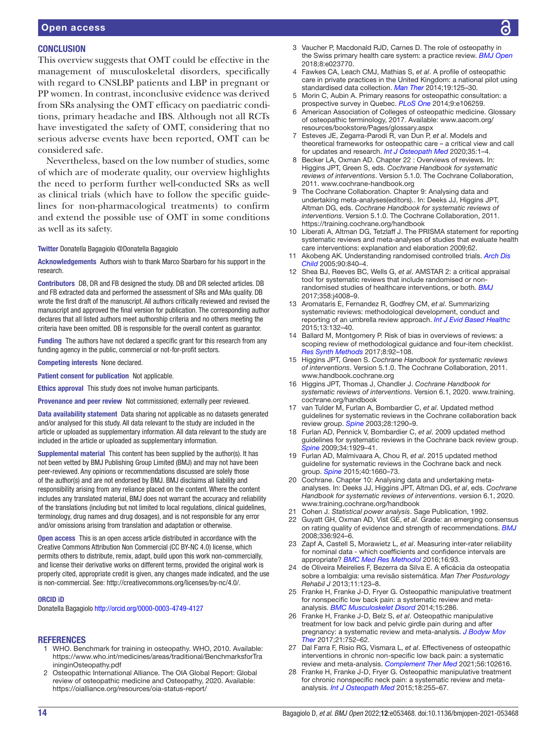## CONCLUSION

This overview suggests that OMT could be effective in the management of musculoskeletal disorders, specifically with regard to CNSLBP patients and LBP in pregnant or PP women. In contrast, inconclusive evidence was derived from SRs analysing the OMT efficacy on paediatric conditions, primary headache and IBS. Although not all RCTs have investigated the safety of OMT, considering that no serious adverse events have been reported, OMT can be considered safe.

Nevertheless, based on the low number of studies, some of which are of moderate quality, our overview highlights the need to perform further well-conducted SRs as well as clinical trials (which have to follow the specific guidelines for non-pharmacological treatments) to confirm and extend the possible use of OMT in some conditions as well as its safety.

**Twitter** Donatella Bagagiolo @Donatella Bagagiolo

**Acknowledgements** Authors wish to thank Marco Sbarbaro for his support in the research.

**Contributors** DB, DR and FB designed the study. DB and DR selected articles. DB and FB extracted data and performed the assessment of SRs and MAs quality. DB wrote the first draft of the manuscript. All authors critically reviewed and revised the manuscript and approved the final version for publication. The corresponding author declares that all listed authors meet authorship criteria and no others meeting the criteria have been omitted. DB is responsible for the overall content as guarantor.

**Funding** The authors have not declared a specific grant for this research from any funding agency in the public, commercial or not-for-profit sectors.

**Competing interests** None declared.

**Patient consent for publication** Not applicable.

**Ethics approval** This study does not involve human participants.

**Provenance and peer review** Not commissioned; externally peer reviewed.

**Data availability statement** Data sharing not applicable as no datasets generated and/or analysed for this study. All data relevant to the study are included in the article or uploaded as supplementary information. All data relevant to the study are included in the article or uploaded as supplementary information.

**Supplemental material** This content has been supplied by the author(s). It has not been vetted by BMJ Publishing Group Limited (BMJ) and may not have been peer-reviewed. Any opinions or recommendations discussed are solely those of the author(s) and are not endorsed by BMJ. BMJ disclaims all liability and responsibility arising from any reliance placed on the content. Where the content includes any translated material, BMJ does not warrant the accuracy and reliability of the translations (including but not limited to local regulations, clinical guidelines, terminology, drug names and drug dosages), and is not responsible for any error and/or omissions arising from translation and adaptation or otherwise.

**Open access** This is an open access article distributed in accordance with the Creative Commons Attribution Non Commercial (CC BY-NC 4.0) license, which permits others to distribute, remix, adapt, build upon this work non-commercially, and license their derivative works on different terms, provided the original work is properly cited, appropriate credit is given, any changes made indicated, and the use is non-commercial. See: http://creativecommons.org/licenses/by-nc/4.0/.

### ORCID iD

Donatella Bagagiolo http://orcid.org/0000-0003-4749-4127

## REFERENCES

1. WHO. Benchmark for training in osteopathy. WHO, 2010. Available: https://www.who.int/medicines/areas/traditional/BenchmarksforTraininginOsteopathy.pdf
2. Osteopathic International Alliance. The OIA Global Report: Global review of osteopathic medicine and Osteopathy, 2020. Available: https://oialliance.org/resources/oia-status-report/
3. Vaucher P, Macdonald RJD, Carnes D. The role of osteopathy in the Swiss primary health care system: a practice review. *BMJ Open* 2018;8:e023770.
4. Fawkes CA, Leach CMJ, Mathias S, *et al*. A profile of osteopathic care in private practices in the United Kingdom: a national pilot using standardised data collection. *Man Ther* 2014;19:125–30.
5. Morin C, Aubin A. Primary reasons for osteopathic consultation: a prospective survey in Quebec. *PLoS One* 2014;9:e106259.
6. American Association of Colleges of osteopathic medicine. Glossary of osteopathic terminology, 2017. Available: www.aacom.org/resources/bookstore/Pages/glossary.aspx
7. Esteves JE, Zegarra-Parodi R, van Dun P, *et al*. Models and theoretical frameworks for osteopathic care – a critical view and call for updates and research. *Int J Osteopath Med* 2020;35:1–4.
8. Becker LA, Oxman AD. Chapter 22 : Overviews of reviews. In: Higgins JPT, Green S, eds. *Cochrane Handbook for systematic reviews of interventions*. Version 5.1.0. The Cochrane Collaboration, 2011. www.cochrane-handbook.org
9. The Cochrane Collaboration. Chapter 9: Analysing data and undertaking meta-analyses(editors).. In: Deeks JJ, Higgins JPT, Altman DG, eds. *Cochrane Handbook for systematic reviews of interventions*. Version 5.1.0. The Cochrane Collaboration, 2011. https://training.cochrane.org/handbook
10. Liberati A, Altman DG, Tetzlaff J. The PRISMA statement for reporting systematic reviews and meta-analyses of studies that evaluate health care interventions: explanation and elaboration 2009;62.
11. Akobeng AK. Understanding randomised controlled trials. *Arch Dis Child* 2005;90:840–4.
12. Shea BJ, Reeves BC, Wells G, *et al*. AMSTAR 2: a critical appraisal tool for systematic reviews that include randomised or non-randomised studies of healthcare interventions, or both. *BMJ* 2017;358:j4008–9.
13. Aromataris E, Fernandez R, Godfrey CM, *et al*. Summarizing systematic reviews: methodological development, conduct and reporting of an umbrella review approach. *Int J Evid Based Healthc* 2015;13:132–40.
14. Ballard M, Montgomery P. Risk of bias in overviews of reviews: a scoping review of methodological guidance and four-item checklist. *Res Synth Methods* 2017;8:92–108.
15. Higgins JPT, Green S. *Cochrane Handbook for systematic reviews of interventions*. Version 5.1.0. The Cochrane Collaboration, 2011. www.handbook.cochrane.org
16. Higgins JPT, Thomas J, Chandler J. *Cochrane Handbook for systematic reviews of interventions*. Version 6.1, 2020. www.training.cochrane.org/handbook
17. van Tulder M, Furlan A, Bombardier C, *et al*. Updated method guidelines for systematic reviews in the Cochrane collaboration back review group. *Spine* 2003;28:1290–9.
18. Furlan AD, Pennick V, Bombardier C, *et al*. 2009 updated method guidelines for systematic reviews in the Cochrane back review group. *Spine* 2009;34:1929–41.
19. Furlan AD, Malmivaara A, Chou R, *et al*. 2015 updated method guideline for systematic reviews in the Cochrane back and neck group. *Spine* 2015;40:1660–73.
20. Cochrane. Chapter 10: Analysing data and undertaking meta-analyses. In: Deeks JJ, Higgins JPT, Altman DG, *et al*, eds. *Cochrane Handbook for systematic reviews of interventions*. version 6.1, 2020. www.training.cochrane.org/handbook
21. Cohen J. *Statistical power analysis*. Sage Publication, 1992.
22. Guyatt GH, Oxman AD, Vist GE, *et al*. Grade: an emerging consensus on rating quality of evidence and strength of recommendations. *BMJ* 2008;336:924–6.
23. Zapf A, Castell S, Morawietz L, *et al*. Measuring inter-rater reliability for nominal data - which coefficients and confidence intervals are appropriate? *BMC Med Res Methodol* 2016;16:93.
24. de Oliveira Meirelies F, Bezerra da Silva E. A eficácia da osteopatia sobre a lombalgia: uma revisão sistemática. *Man Ther Posturology Rehabil J* 2013;11:123–8.
25. Franke H, Franke J-D, Fryer G. Osteopathic manipulative treatment for nonspecific low back pain: a systematic review and meta-analysis. *BMC Musculoskelet Disord* 2014;15:286.
26. Franke H, Franke J-D, Belz S, *et al*. Osteopathic manipulative treatment for low back and pelvic girdle pain during and after pregnancy: a systematic review and meta-analysis. *J Bodyw Mov Ther* 2017;21:752–62.
27. Dal Farra F, Risio RG, Vismara L, *et al*. Effectiveness of osteopathic interventions in chronic non-specific low back pain: a systematic review and meta-analysis. *Complement Ther Med* 2021;56:102616.
28. Franke H, Franke J-D, Fryer G. Osteopathic manipulative treatment for chronic nonspecific neck pain: a systematic review and meta-analysis. *Int J Osteopath Med* 2015;18:255–67.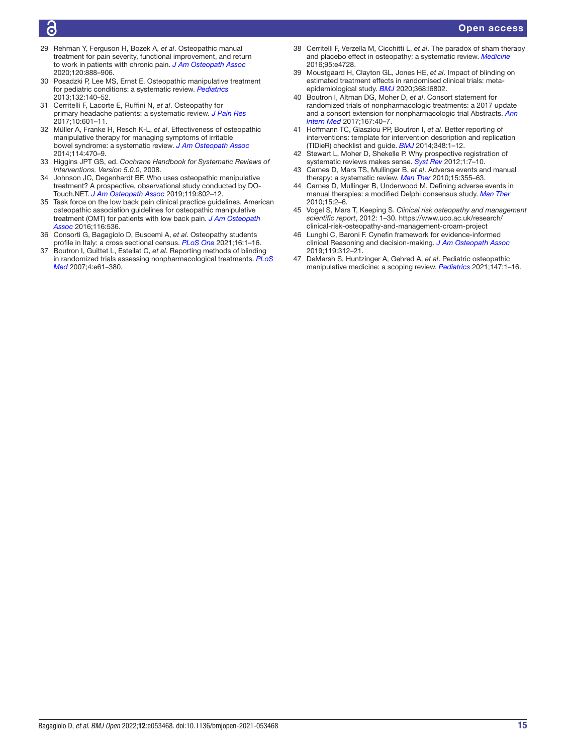29 Rehman Y, Ferguson H, Bozek A, *et al*. Osteopathic manual treatment for pain severity, functional improvement, and return to work in patients with chronic pain. *J Am Osteopath Assoc* 2020;120:888–906.

30 Posadzki P, Lee MS, Ernst E. Osteopathic manipulative treatment for pediatric conditions: a systematic review. *Pediatrics* 2013;132:140–52.

31 Cerritelli F, Lacorte E, Ruffini N, *et al*. Osteopathy for primary headache patients: a systematic review. *J Pain Res* 2017;10:601–11.

32 Müller A, Franke H, Resch K-L, *et al*. Effectiveness of osteopathic manipulative therapy for managing symptoms of irritable bowel syndrome: a systematic review. *J Am Osteopath Assoc* 2014;114:470–9.

33 Higgins JPT GS, ed. *Cochrane Handbook for Systematic Reviews of Interventions. Version 5.0.0*, 2008.

34 Johnson JC, Degenhardt BF. Who uses osteopathic manipulative treatment? A prospective, observational study conducted by DO-Touch.NET. *J Am Osteopath Assoc* 2019;119:802–12.

35 Task force on the low back pain clinical practice guidelines. American osteopathic association guidelines for osteopathic manipulative treatment (OMT) for patients with low back pain. *J Am Osteopath Assoc* 2016;116:536.

36 Consorti G, Bagagiolo D, Buscemi A, *et al*. Osteopathy students profile in Italy: a cross sectional census. *PLoS One* 2021;16:1–16.

37 Boutron I, Guittet L, Estellat C, *et al*. Reporting methods of blinding in randomized trials assessing nonpharmacological treatments. *PLoS Med* 2007;4:e61–380.

38 Cerritelli F, Verzella M, Cicchitti L, *et al*. The paradox of sham therapy and placebo effect in osteopathy: a systematic review. *Medicine* 2016;95:e4728.

39 Moustgaard H, Clayton GL, Jones HE, *et al*. Impact of blinding on estimated treatment effects in randomised clinical trials: meta-epidemiological study. *BMJ* 2020;368:l6802.

40 Boutron I, Altman DG, Moher D, *et al*. Consort statement for randomized trials of nonpharmacologic treatments: a 2017 update and a consort extension for nonpharmacologic trial Abstracts. *Ann Intern Med* 2017;167:40–7.

41 Hoffmann TC, Glasziou PP, Boutron I, *et al*. Better reporting of interventions: template for intervention description and replication (TIDieR) checklist and guide. *BMJ* 2014;348:1–12.

42 Stewart L, Moher D, Shekelle P. Why prospective registration of systematic reviews makes sense. *Syst Rev* 2012;1:7–10.

43 Carnes D, Mars TS, Mullinger B, *et al*. Adverse events and manual therapy: a systematic review. *Man Ther* 2010;15:355–63.

44 Carnes D, Mullinger B, Underwood M. Defining adverse events in manual therapies: a modified Delphi consensus study. *Man Ther* 2010;15:2–6.

45 Vogel S, Mars T, Keeping S. *Clinical risk osteopathy and management scientific report*, 2012: 1–30. https://www.uco.ac.uk/research/clinical-risk-osteopathy-and-management-croam-project

46 Lunghi C, Baroni F. Cynefin framework for evidence-informed clinical Reasoning and decision-making. *J Am Osteopath Assoc* 2019;119:312–21.

47 DeMarsh S, Huntzinger A, Gehred A, *et al*. Pediatric osteopathic manipulative medicine: a scoping review. *Pediatrics* 2021;147:1–16.